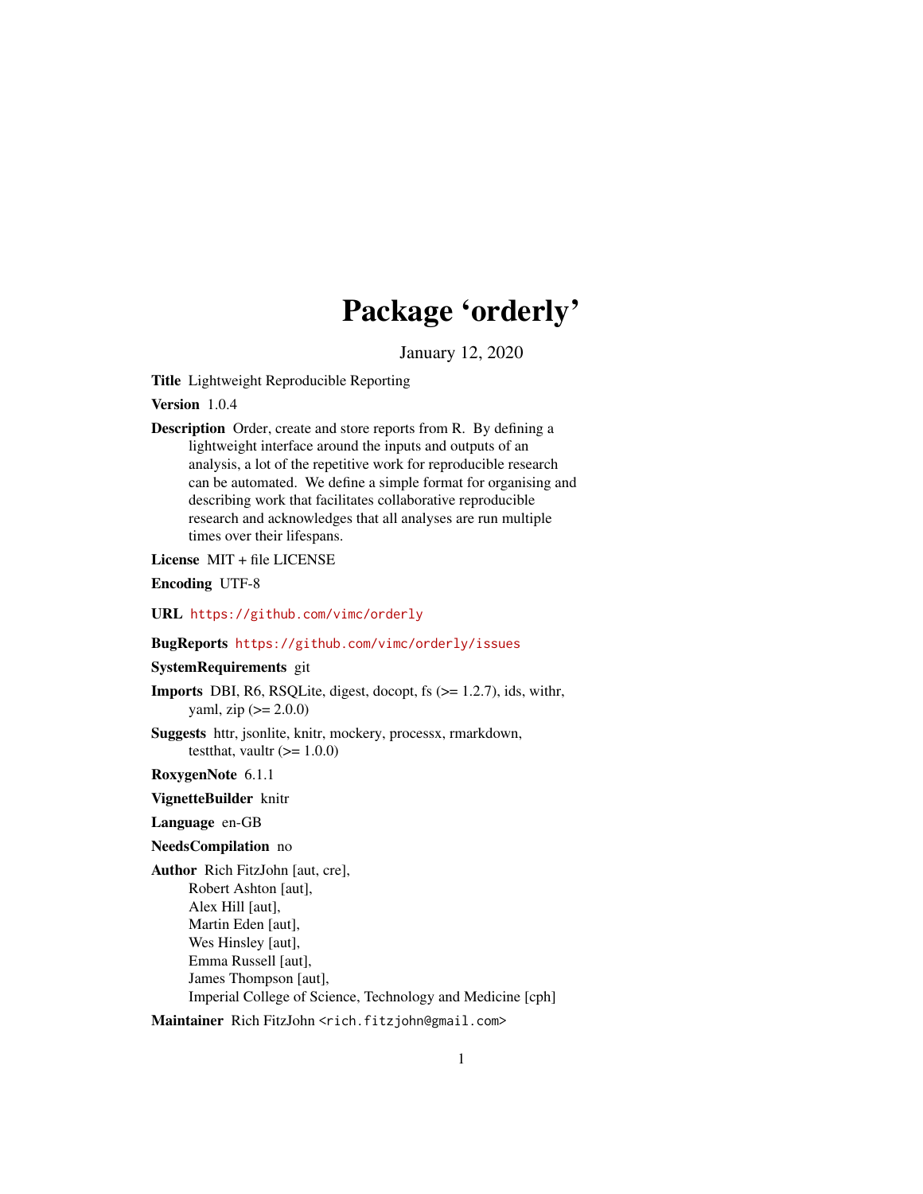# Package 'orderly'

January 12, 2020

**Title** Lightweight Reproducible Reporting

**Version** 1.0.4

**Description** Order, create and store reports from R. By defining a lightweight interface around the inputs and outputs of an analysis, a lot of the repetitive work for reproducible research can be automated. We define a simple format for organising and describing work that facilitates collaborative reproducible research and acknowledges that all analyses are run multiple times over their lifespans.

**License** MIT + file LICENSE

**Encoding** UTF-8

**URL** https://github.com/vimc/orderly

**BugReports** https://github.com/vimc/orderly/issues

**SystemRequirements** git

**Imports** DBI, R6, RSQLite, digest, docopt, fs (>= 1.2.7), ids, withr, yaml, zip (>= 2.0.0)

**Suggests** httr, jsonlite, knitr, mockery, processx, rmarkdown, testthat, vaultr (>= 1.0.0)

**RoxygenNote** 6.1.1

**VignetteBuilder** knitr

**Language** en-GB

**NeedsCompilation** no

**Author** Rich FitzJohn [aut, cre],
Robert Ashton [aut],
Alex Hill [aut],
Martin Eden [aut],
Wes Hinsley [aut],
Emma Russell [aut],
James Thompson [aut],
Imperial College of Science, Technology and Medicine [cph]

**Maintainer** Rich FitzJohn <rich.fitzjohn@gmail.com>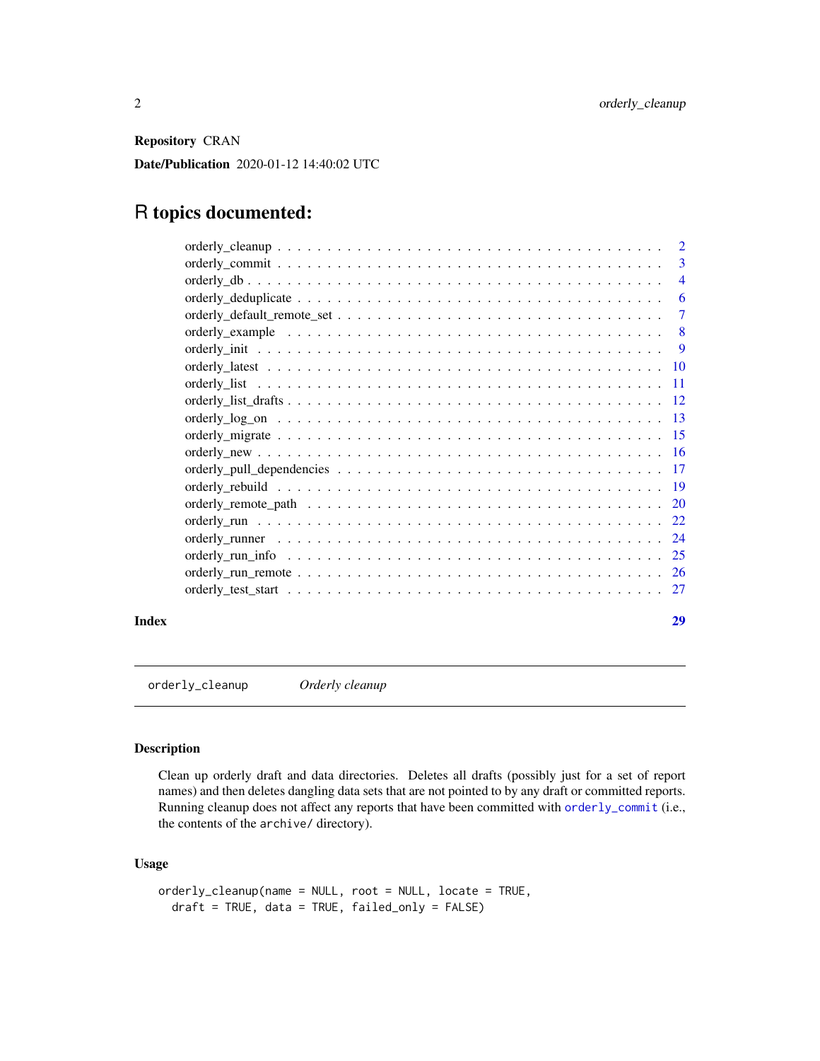**Repository** CRAN

**Date/Publication** 2020-01-12 14:40:02 UTC

# R topics documented:

| | |
|---|---|
| orderly_cleanup | 2 |
| orderly_commit | 3 |
| orderly_db | 4 |
| orderly_deduplicate | 6 |
| orderly_default_remote_set | 7 |
| orderly_example | 8 |
| orderly_init | 9 |
| orderly_latest | 10 |
| orderly_list | 11 |
| orderly_list_drafts | 12 |
| orderly_log_on | 13 |
| orderly_migrate | 15 |
| orderly_new | 16 |
| orderly_pull_dependencies | 17 |
| orderly_rebuild | 19 |
| orderly_remote_path | 20 |
| orderly_run | 22 |
| orderly_runner | 24 |
| orderly_run_info | 25 |
| orderly_run_remote | 26 |
| orderly_test_start | 27 |
| **Index** | **29** |

---

`orderly_cleanup` *Orderly cleanup*

---

## Description

Clean up orderly draft and data directories. Deletes all drafts (possibly just for a set of report names) and then deletes dangling data sets that are not pointed to by any draft or committed reports. Running cleanup does not affect any reports that have been committed with `orderly_commit` (i.e., the contents of the `archive/` directory).

## Usage

```
orderly_cleanup(name = NULL, root = NULL, locate = TRUE,
  draft = TRUE, data = TRUE, failed_only = FALSE)
```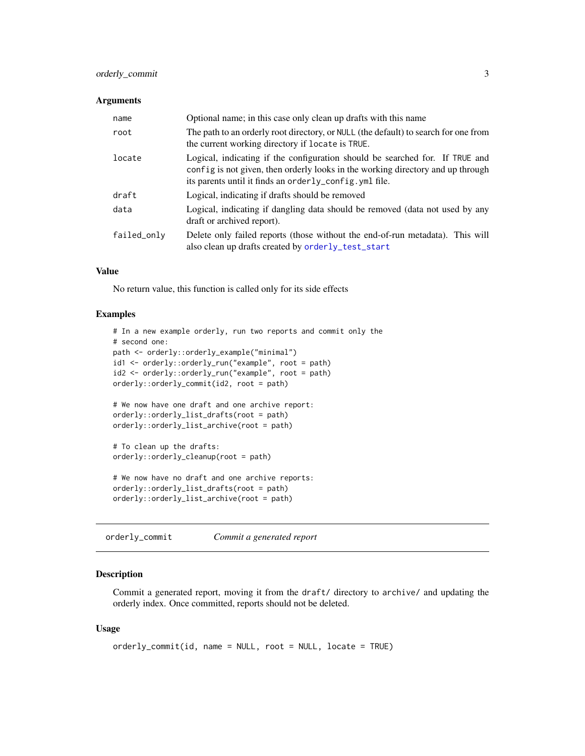### Arguments

| | |
|---|---|
| `name` | Optional name; in this case only clean up drafts with this name |
| `root` | The path to an orderly root directory, or `NULL` (the default) to search for one from the current working directory if `locate` is `TRUE`. |
| `locate` | Logical, indicating if the configuration should be searched for. If `TRUE` and `config` is not given, then orderly looks in the working directory and up through its parents until it finds an `orderly_config.yml` file. |
| `draft` | Logical, indicating if drafts should be removed |
| `data` | Logical, indicating if dangling data should be removed (data not used by any draft or archived report). |
| `failed_only` | Delete only failed reports (those without the end-of-run metadata). This will also clean up drafts created by `orderly_test_start` |

### Value

No return value, this function is called only for its side effects

### Examples

```
# In a new example orderly, run two reports and commit only the
# second one:
path <- orderly::orderly_example("minimal")
id1 <- orderly::orderly_run("example", root = path)
id2 <- orderly::orderly_run("example", root = path)
orderly::orderly_commit(id2, root = path)

# We now have one draft and one archive report:
orderly::orderly_list_drafts(root = path)
orderly::orderly_list_archive(root = path)

# To clean up the drafts:
orderly::orderly_cleanup(root = path)

# We now have no draft and one archive reports:
orderly::orderly_list_drafts(root = path)
orderly::orderly_list_archive(root = path)
```

---

## `orderly_commit` *Commit a generated report*

---

### Description

Commit a generated report, moving it from the `draft/` directory to `archive/` and updating the orderly index. Once committed, reports should not be deleted.

### Usage

```
orderly_commit(id, name = NULL, root = NULL, locate = TRUE)
```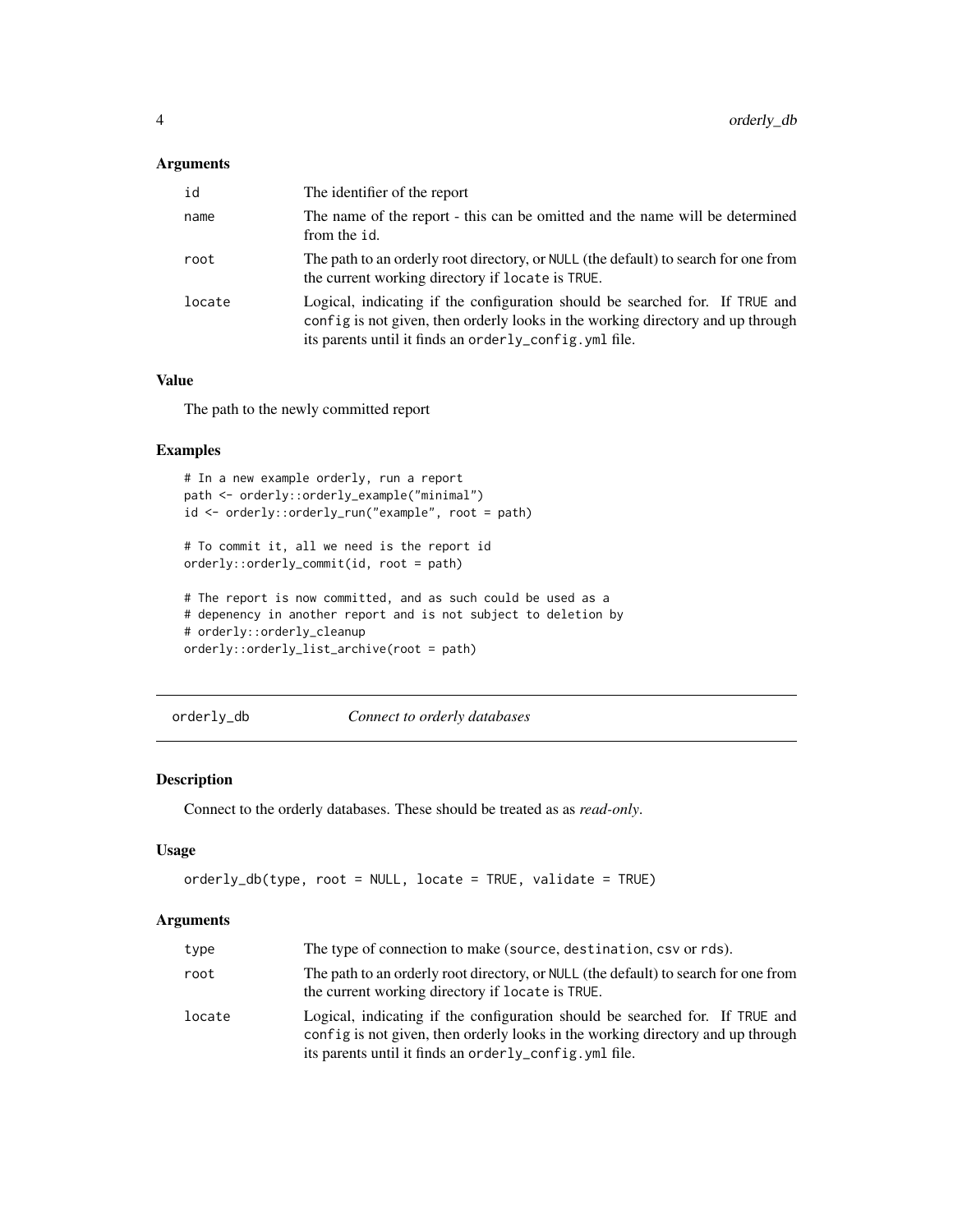### Arguments

| | |
|---|---|
| id | The identifier of the report |
| name | The name of the report - this can be omitted and the name will be determined from the id. |
| root | The path to an orderly root directory, or NULL (the default) to search for one from the current working directory if locate is TRUE. |
| locate | Logical, indicating if the configuration should be searched for. If TRUE and config is not given, then orderly looks in the working directory and up through its parents until it finds an orderly_config.yml file. |

### Value

The path to the newly committed report

### Examples

```
# In a new example orderly, run a report
path <- orderly::orderly_example("minimal")
id <- orderly::orderly_run("example", root = path)

# To commit it, all we need is the report id
orderly::orderly_commit(id, root = path)

# The report is now committed, and as such could be used as a
# depenency in another report and is not subject to deletion by
# orderly::orderly_cleanup
orderly::orderly_list_archive(root = path)
```

---

## orderly_db — *Connect to orderly databases*

### Description

Connect to the orderly databases. These should be treated as as *read-only*.

### Usage

```
orderly_db(type, root = NULL, locate = TRUE, validate = TRUE)
```

### Arguments

| | |
|---|---|
| type | The type of connection to make (source, destination, csv or rds). |
| root | The path to an orderly root directory, or NULL (the default) to search for one from the current working directory if locate is TRUE. |
| locate | Logical, indicating if the configuration should be searched for. If TRUE and config is not given, then orderly looks in the working directory and up through its parents until it finds an orderly_config.yml file. |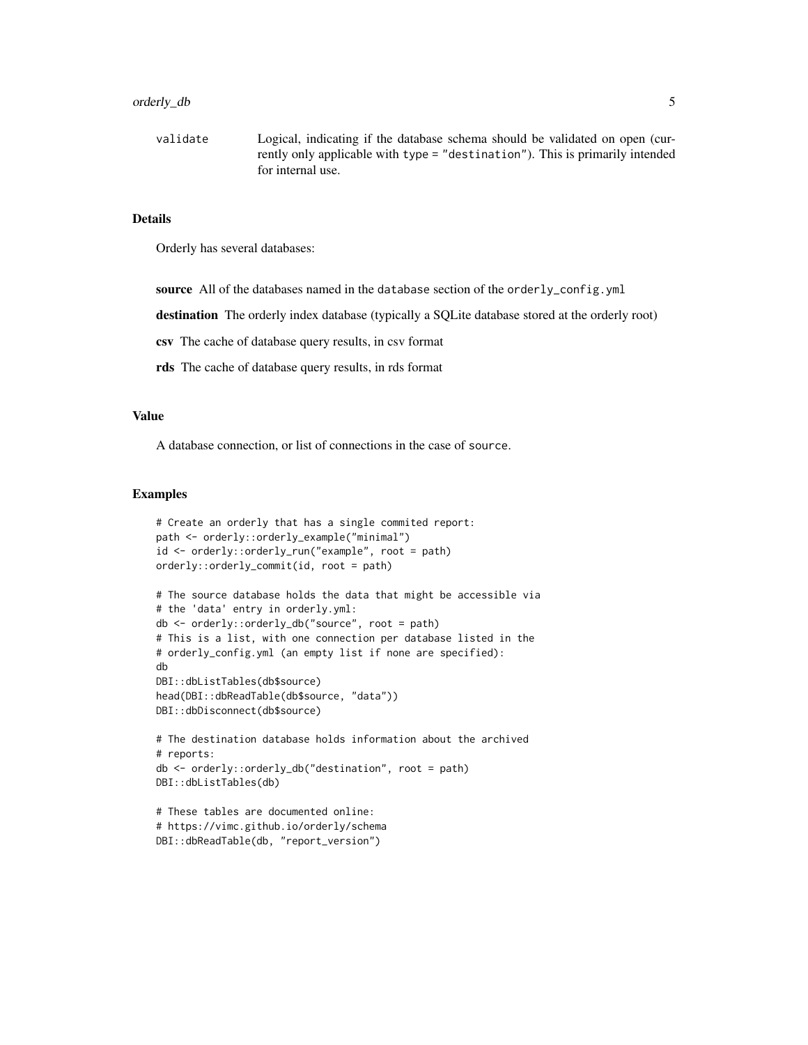validate Logical, indicating if the database schema should be validated on open (currently only applicable with `type = "destination"`). This is primarily intended for internal use.

### Details

Orderly has several databases:

**source** All of the databases named in the `database` section of the `orderly_config.yml`

**destination** The orderly index database (typically a SQLite database stored at the orderly root)

**csv** The cache of database query results, in csv format

**rds** The cache of database query results, in rds format

### Value

A database connection, or list of connections in the case of `source`.

### Examples

```
# Create an orderly that has a single commited report:
path <- orderly::orderly_example("minimal")
id <- orderly::orderly_run("example", root = path)
orderly::orderly_commit(id, root = path)

# The source database holds the data that might be accessible via
# the 'data' entry in orderly.yml:
db <- orderly::orderly_db("source", root = path)
# This is a list, with one connection per database listed in the
# orderly_config.yml (an empty list if none are specified):
db
DBI::dbListTables(db$source)
head(DBI::dbReadTable(db$source, "data"))
DBI::dbDisconnect(db$source)

# The destination database holds information about the archived
# reports:
db <- orderly::orderly_db("destination", root = path)
DBI::dbListTables(db)

# These tables are documented online:
# https://vimc.github.io/orderly/schema
DBI::dbReadTable(db, "report_version")
```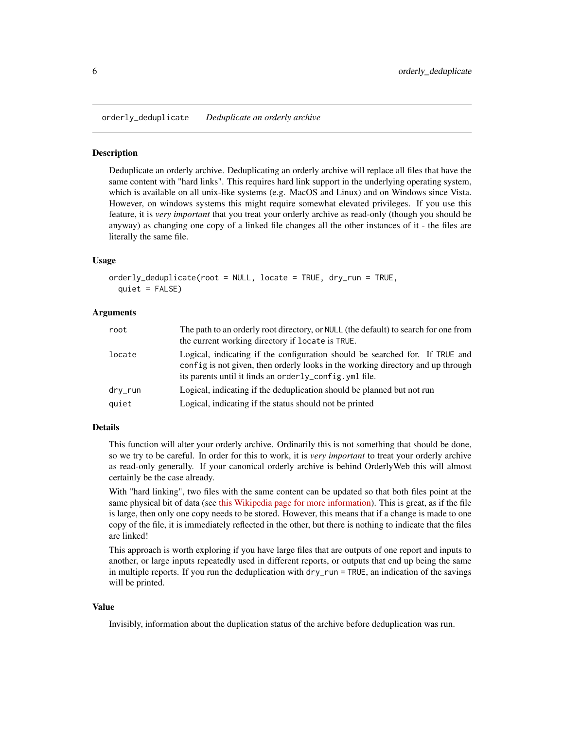## orderly_deduplicate *Deduplicate an orderly archive*

### Description

Deduplicate an orderly archive. Deduplicating an orderly archive will replace all files that have the same content with "hard links". This requires hard link support in the underlying operating system, which is available on all unix-like systems (e.g. MacOS and Linux) and on Windows since Vista. However, on windows systems this might require somewhat elevated privileges. If you use this feature, it is *very important* that you treat your orderly archive as read-only (though you should be anyway) as changing one copy of a linked file changes all the other instances of it - the files are literally the same file.

### Usage

```
orderly_deduplicate(root = NULL, locate = TRUE, dry_run = TRUE,
  quiet = FALSE)
```

### Arguments

| | |
|---|---|
| root | The path to an orderly root directory, or `NULL` (the default) to search for one from the current working directory if `locate` is `TRUE`. |
| locate | Logical, indicating if the configuration should be searched for. If `TRUE` and `config` is not given, then orderly looks in the working directory and up through its parents until it finds an `orderly_config.yml` file. |
| dry_run | Logical, indicating if the deduplication should be planned but not run |
| quiet | Logical, indicating if the status should not be printed |

### Details

This function will alter your orderly archive. Ordinarily this is not something that should be done, so we try to be careful. In order for this to work, it is *very important* to treat your orderly archive as read-only generally. If your canonical orderly archive is behind OrderlyWeb this will almost certainly be the case already.

With "hard linking", two files with the same content can be updated so that both files point at the same physical bit of data (see this Wikipedia page for more information). This is great, as if the file is large, then only one copy needs to be stored. However, this means that if a change is made to one copy of the file, it is immediately reflected in the other, but there is nothing to indicate that the files are linked!

This approach is worth exploring if you have large files that are outputs of one report and inputs to another, or large inputs repeatedly used in different reports, or outputs that end up being the same in multiple reports. If you run the deduplication with `dry_run = TRUE`, an indication of the savings will be printed.

### Value

Invisibly, information about the duplication status of the archive before deduplication was run.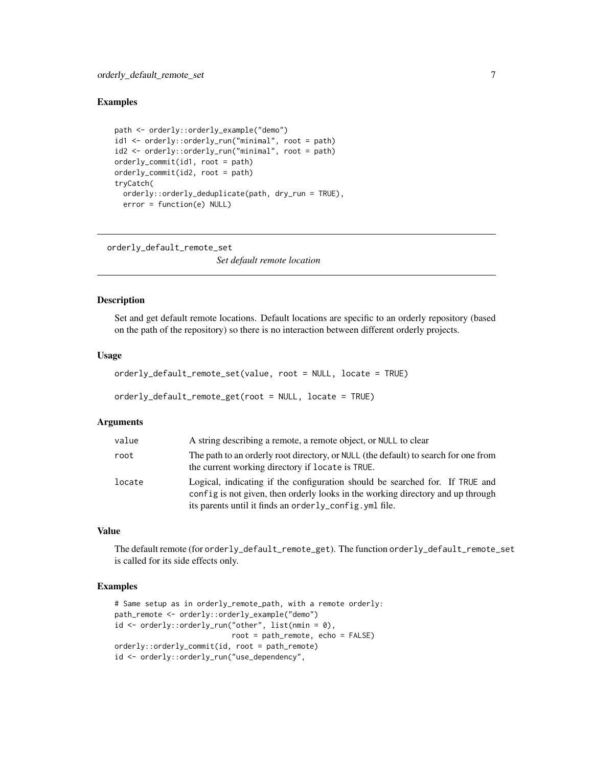## Examples

```
path <- orderly::orderly_example("demo")
id1 <- orderly::orderly_run("minimal", root = path)
id2 <- orderly::orderly_run("minimal", root = path)
orderly_commit(id1, root = path)
orderly_commit(id2, root = path)
tryCatch(
  orderly::orderly_deduplicate(path, dry_run = TRUE),
  error = function(e) NULL)
```

---

# orderly_default_remote_set

*Set default remote location*

---

## Description

Set and get default remote locations. Default locations are specific to an orderly repository (based on the path of the repository) so there is no interaction between different orderly projects.

## Usage

```
orderly_default_remote_set(value, root = NULL, locate = TRUE)

orderly_default_remote_get(root = NULL, locate = TRUE)
```

## Arguments

| | |
|---|---|
| value | A string describing a remote, a remote object, or NULL to clear |
| root | The path to an orderly root directory, or NULL (the default) to search for one from the current working directory if locate is TRUE. |
| locate | Logical, indicating if the configuration should be searched for. If TRUE and config is not given, then orderly looks in the working directory and up through its parents until it finds an orderly_config.yml file. |

## Value

The default remote (for orderly_default_remote_get). The function orderly_default_remote_set is called for its side effects only.

## Examples

```
# Same setup as in orderly_remote_path, with a remote orderly:
path_remote <- orderly::orderly_example("demo")
id <- orderly::orderly_run("other", list(nmin = 0),
                           root = path_remote, echo = FALSE)
orderly::orderly_commit(id, root = path_remote)
id <- orderly::orderly_run("use_dependency",
```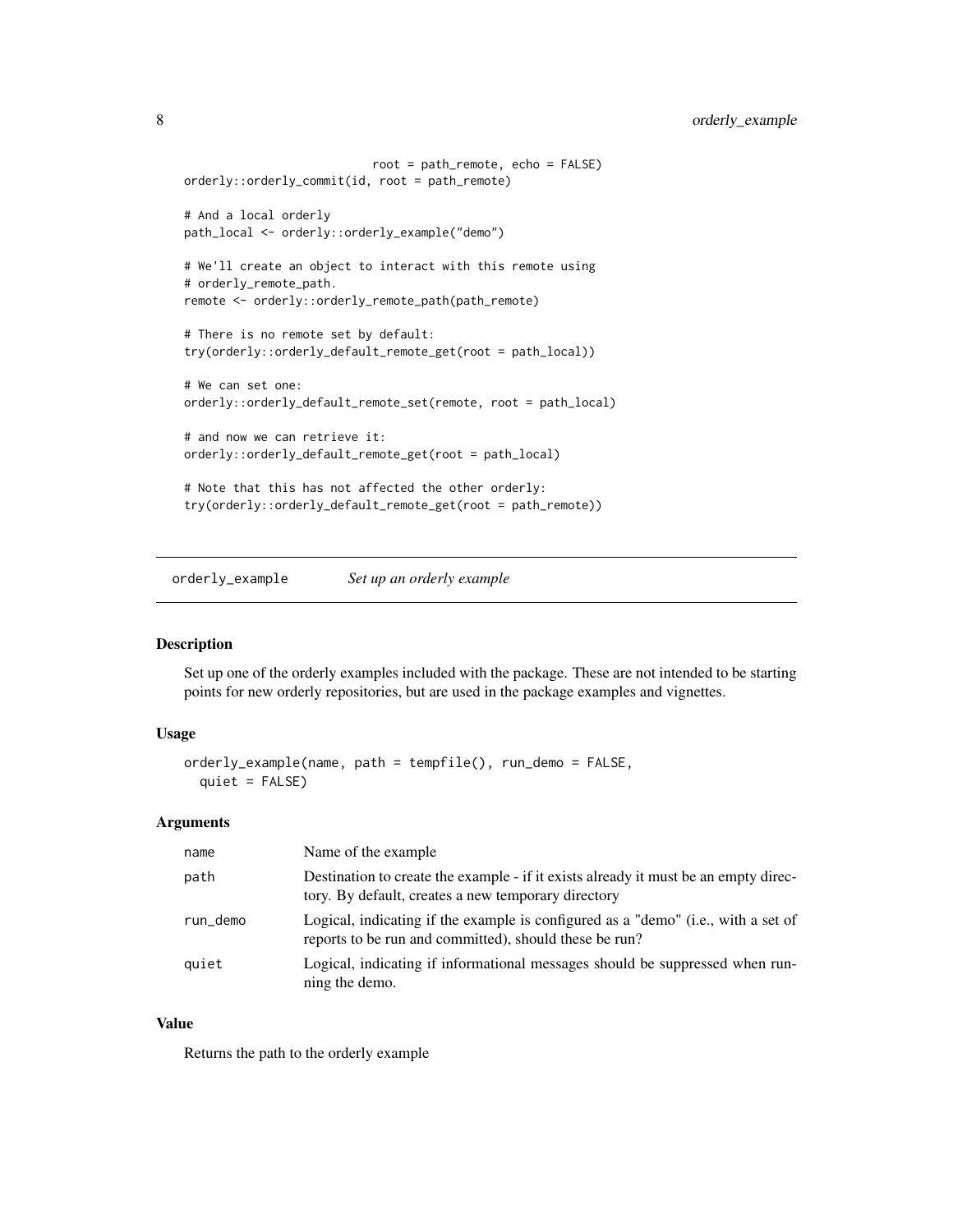```
                          root = path_remote, echo = FALSE)
orderly::orderly_commit(id, root = path_remote)

# And a local orderly
path_local <- orderly::orderly_example("demo")

# We'll create an object to interact with this remote using
# orderly_remote_path.
remote <- orderly::orderly_remote_path(path_remote)

# There is no remote set by default:
try(orderly::orderly_default_remote_get(root = path_local))

# We can set one:
orderly::orderly_default_remote_set(remote, root = path_local)

# and now we can retrieve it:
orderly::orderly_default_remote_get(root = path_local)

# Note that this has not affected the other orderly:
try(orderly::orderly_default_remote_get(root = path_remote))
```

## orderly_example — *Set up an orderly example*

### Description

Set up one of the orderly examples included with the package. These are not intended to be starting points for new orderly repositories, but are used in the package examples and vignettes.

### Usage

```
orderly_example(name, path = tempfile(), run_demo = FALSE,
  quiet = FALSE)
```

### Arguments

| | |
|---|---|
| name | Name of the example |
| path | Destination to create the example - if it exists already it must be an empty directory. By default, creates a new temporary directory |
| run_demo | Logical, indicating if the example is configured as a "demo" (i.e., with a set of reports to be run and committed), should these be run? |
| quiet | Logical, indicating if informational messages should be suppressed when running the demo. |

### Value

Returns the path to the orderly example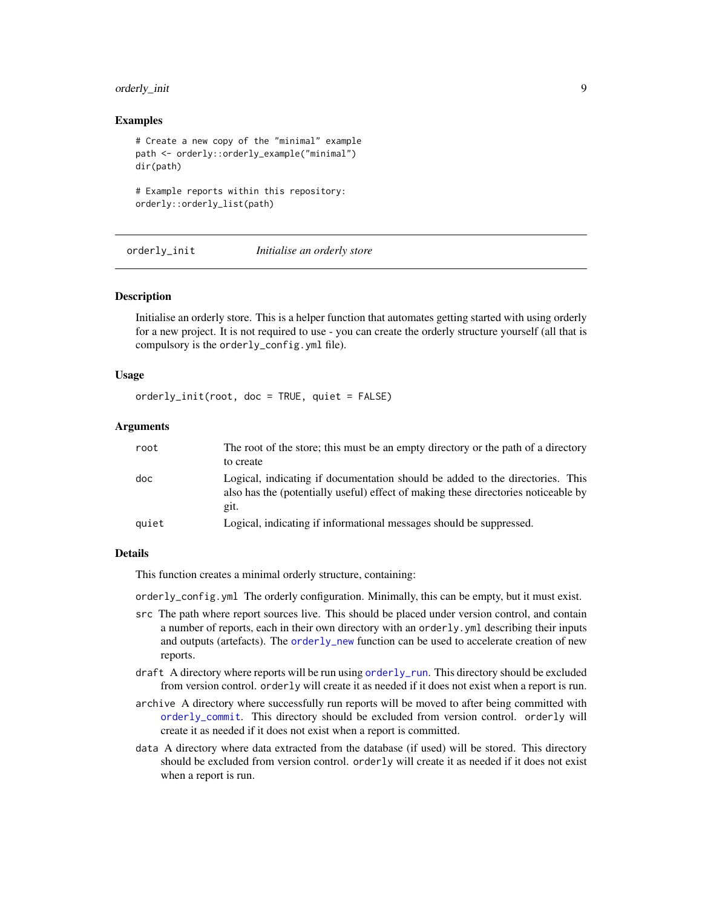### Examples

```
# Create a new copy of the "minimal" example
path <- orderly::orderly_example("minimal")
dir(path)

# Example reports within this repository:
orderly::orderly_list(path)
```

## orderly_init *Initialise an orderly store*

### Description

Initialise an orderly store. This is a helper function that automates getting started with using orderly for a new project. It is not required to use - you can create the orderly structure yourself (all that is compulsory is the `orderly_config.yml` file).

### Usage

```
orderly_init(root, doc = TRUE, quiet = FALSE)
```

### Arguments

| | |
|---|---|
| root | The root of the store; this must be an empty directory or the path of a directory to create |
| doc | Logical, indicating if documentation should be added to the directories. This also has the (potentially useful) effect of making these directories noticeable by git. |
| quiet | Logical, indicating if informational messages should be suppressed. |

### Details

This function creates a minimal orderly structure, containing:

- `orderly_config.yml` The orderly configuration. Minimally, this can be empty, but it must exist.
- `src` The path where report sources live. This should be placed under version control, and contain a number of reports, each in their own directory with an `orderly.yml` describing their inputs and outputs (artefacts). The `orderly_new` function can be used to accelerate creation of new reports.
- `draft` A directory where reports will be run using `orderly_run`. This directory should be excluded from version control. `orderly` will create it as needed if it does not exist when a report is run.
- `archive` A directory where successfully run reports will be moved to after being committed with `orderly_commit`. This directory should be excluded from version control. `orderly` will create it as needed if it does not exist when a report is committed.
- `data` A directory where data extracted from the database (if used) will be stored. This directory should be excluded from version control. `orderly` will create it as needed if it does not exist when a report is run.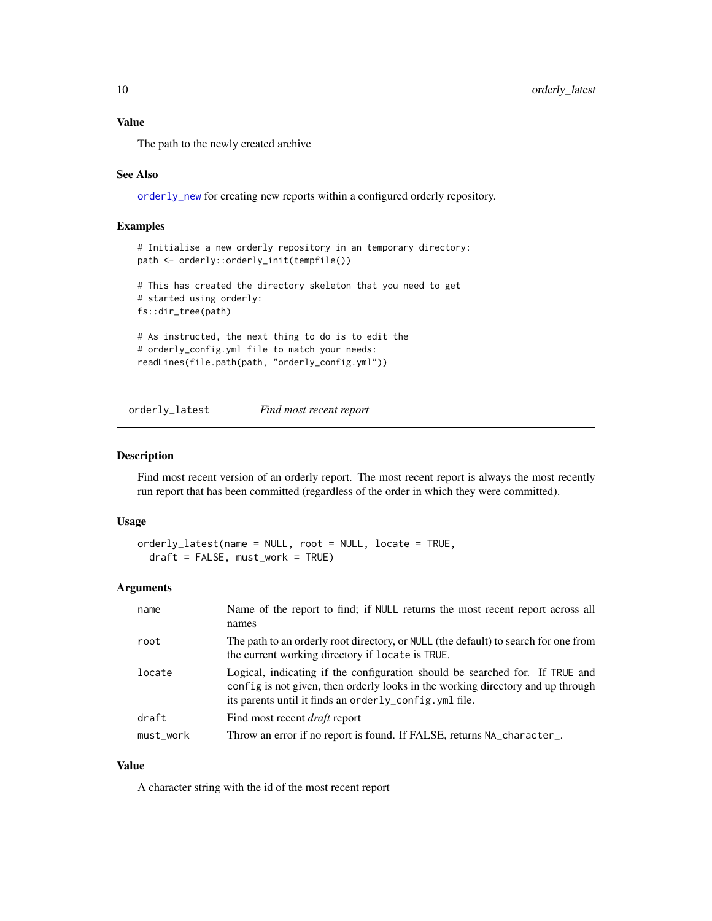### Value

The path to the newly created archive

### See Also

`orderly_new` for creating new reports within a configured orderly repository.

### Examples

```
# Initialise a new orderly repository in an temporary directory:
path <- orderly::orderly_init(tempfile())

# This has created the directory skeleton that you need to get
# started using orderly:
fs::dir_tree(path)

# As instructed, the next thing to do is to edit the
# orderly_config.yml file to match your needs:
readLines(file.path(path, "orderly_config.yml"))
```

---

## orderly_latest — *Find most recent report*

### Description

Find most recent version of an orderly report. The most recent report is always the most recently run report that has been committed (regardless of the order in which they were committed).

### Usage

```
orderly_latest(name = NULL, root = NULL, locate = TRUE,
  draft = FALSE, must_work = TRUE)
```

### Arguments

| Argument | Description |
|---|---|
| `name` | Name of the report to find; if `NULL` returns the most recent report across all names |
| `root` | The path to an orderly root directory, or `NULL` (the default) to search for one from the current working directory if `locate` is `TRUE`. |
| `locate` | Logical, indicating if the configuration should be searched for. If `TRUE` and `config` is not given, then orderly looks in the working directory and up through its parents until it finds an `orderly_config.yml` file. |
| `draft` | Find most recent *draft* report |
| `must_work` | Throw an error if no report is found. If FALSE, returns `NA_character_`. |

### Value

A character string with the id of the most recent report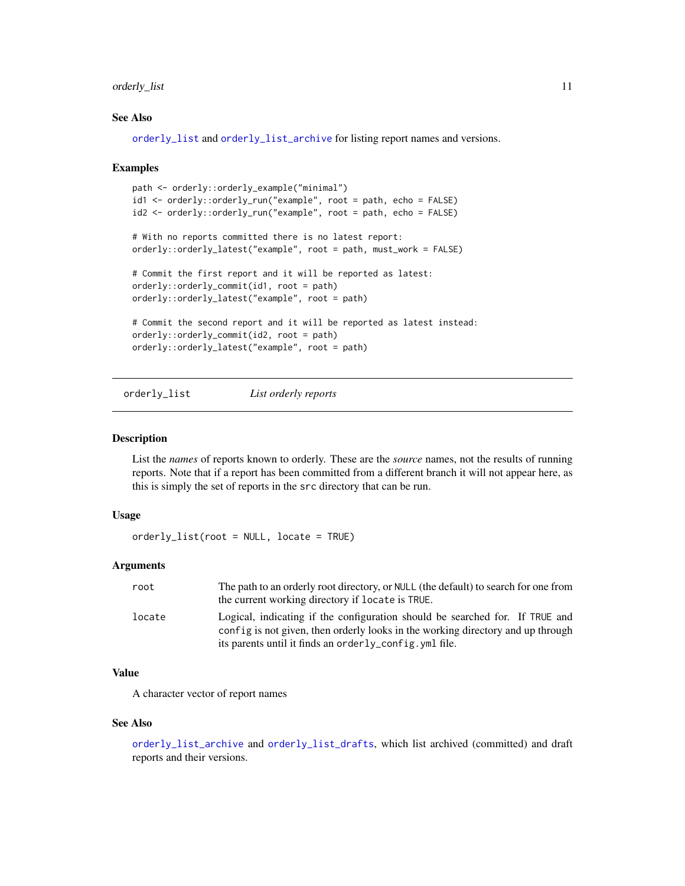### See Also

`orderly_list` and `orderly_list_archive` for listing report names and versions.

### Examples

```
path <- orderly::orderly_example("minimal")
id1 <- orderly::orderly_run("example", root = path, echo = FALSE)
id2 <- orderly::orderly_run("example", root = path, echo = FALSE)

# With no reports committed there is no latest report:
orderly::orderly_latest("example", root = path, must_work = FALSE)

# Commit the first report and it will be reported as latest:
orderly::orderly_commit(id1, root = path)
orderly::orderly_latest("example", root = path)

# Commit the second report and it will be reported as latest instead:
orderly::orderly_commit(id2, root = path)
orderly::orderly_latest("example", root = path)
```

---

## orderly_list — *List orderly reports*

---

### Description

List the *names* of reports known to orderly. These are the *source* names, not the results of running reports. Note that if a report has been committed from a different branch it will not appear here, as this is simply the set of reports in the `src` directory that can be run.

### Usage

```
orderly_list(root = NULL, locate = TRUE)
```

### Arguments

| | |
|---|---|
| `root` | The path to an orderly root directory, or `NULL` (the default) to search for one from the current working directory if `locate` is `TRUE`. |
| `locate` | Logical, indicating if the configuration should be searched for. If `TRUE` and `config` is not given, then orderly looks in the working directory and up through its parents until it finds an `orderly_config.yml` file. |

### Value

A character vector of report names

### See Also

`orderly_list_archive` and `orderly_list_drafts`, which list archived (committed) and draft reports and their versions.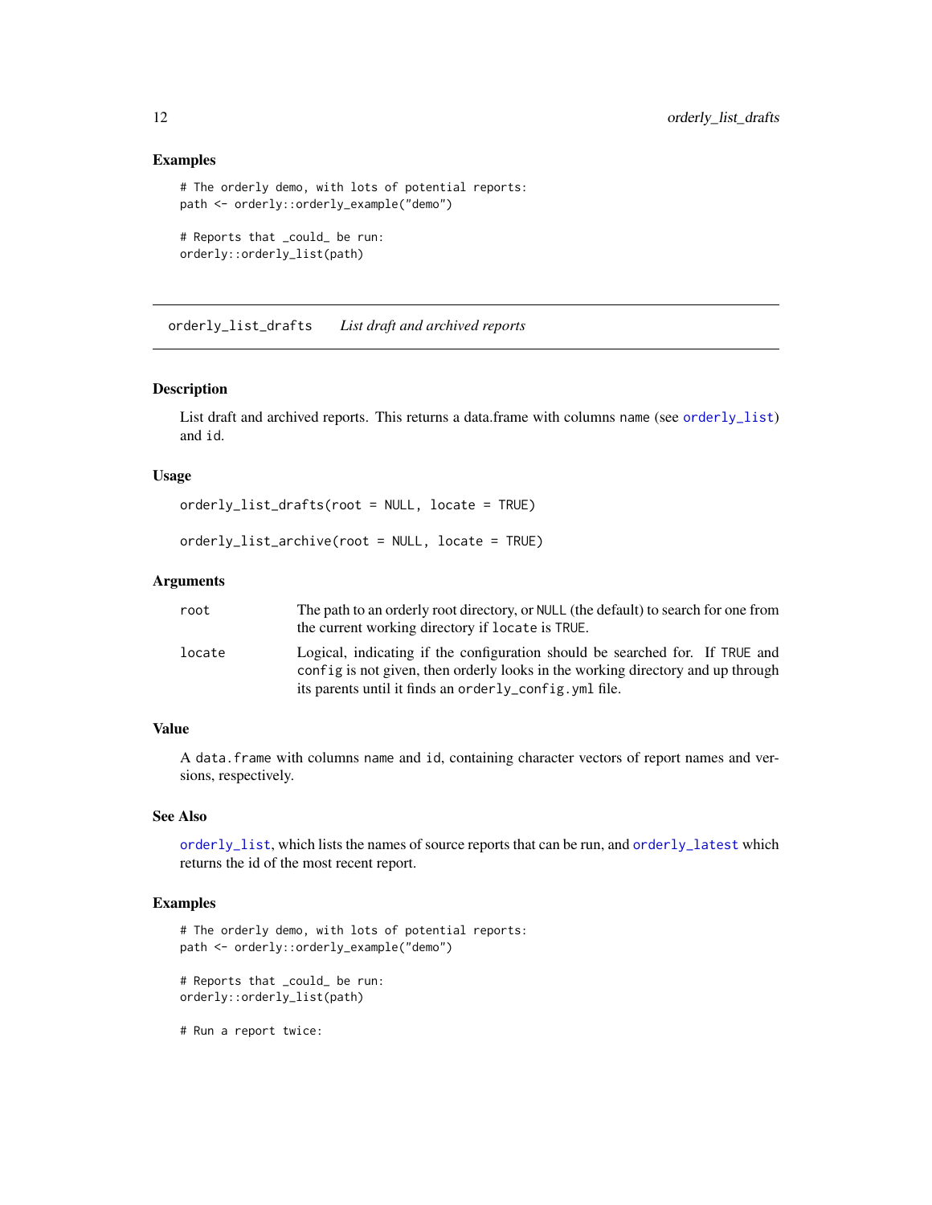### Examples

```
# The orderly demo, with lots of potential reports:
path <- orderly::orderly_example("demo")

# Reports that _could_ be run:
orderly::orderly_list(path)
```

---

## orderly_list_drafts *List draft and archived reports*

### Description

List draft and archived reports. This returns a data.frame with columns `name` (see `orderly_list`) and `id`.

### Usage

```
orderly_list_drafts(root = NULL, locate = TRUE)

orderly_list_archive(root = NULL, locate = TRUE)
```

### Arguments

| | |
|---|---|
| `root` | The path to an orderly root directory, or `NULL` (the default) to search for one from the current working directory if `locate` is `TRUE`. |
| `locate` | Logical, indicating if the configuration should be searched for. If `TRUE` and `config` is not given, then orderly looks in the working directory and up through its parents until it finds an `orderly_config.yml` file. |

### Value

A `data.frame` with columns `name` and `id`, containing character vectors of report names and versions, respectively.

### See Also

`orderly_list`, which lists the names of source reports that can be run, and `orderly_latest` which returns the id of the most recent report.

### Examples

```
# The orderly demo, with lots of potential reports:
path <- orderly::orderly_example("demo")

# Reports that _could_ be run:
orderly::orderly_list(path)

# Run a report twice:
```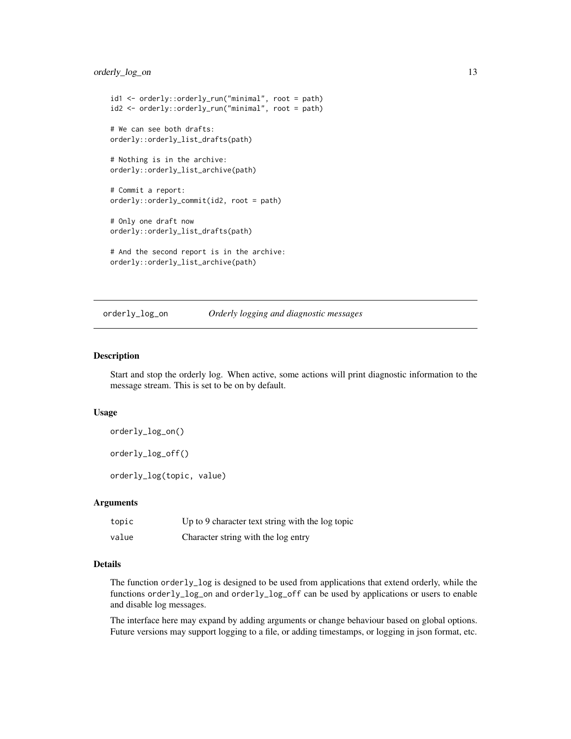```
id1 <- orderly::orderly_run("minimal", root = path)
id2 <- orderly::orderly_run("minimal", root = path)

# We can see both drafts:
orderly::orderly_list_drafts(path)

# Nothing is in the archive:
orderly::orderly_list_archive(path)

# Commit a report:
orderly::orderly_commit(id2, root = path)

# Only one draft now
orderly::orderly_list_drafts(path)

# And the second report is in the archive:
orderly::orderly_list_archive(path)
```

---

## orderly_log_on — *Orderly logging and diagnostic messages*

---

### Description

Start and stop the orderly log. When active, some actions will print diagnostic information to the message stream. This is set to be on by default.

### Usage

```
orderly_log_on()

orderly_log_off()

orderly_log(topic, value)
```

### Arguments

| | |
|---|---|
| topic | Up to 9 character text string with the log topic |
| value | Character string with the log entry |

### Details

The function `orderly_log` is designed to be used from applications that extend orderly, while the functions `orderly_log_on` and `orderly_log_off` can be used by applications or users to enable and disable log messages.

The interface here may expand by adding arguments or change behaviour based on global options. Future versions may support logging to a file, or adding timestamps, or logging in json format, etc.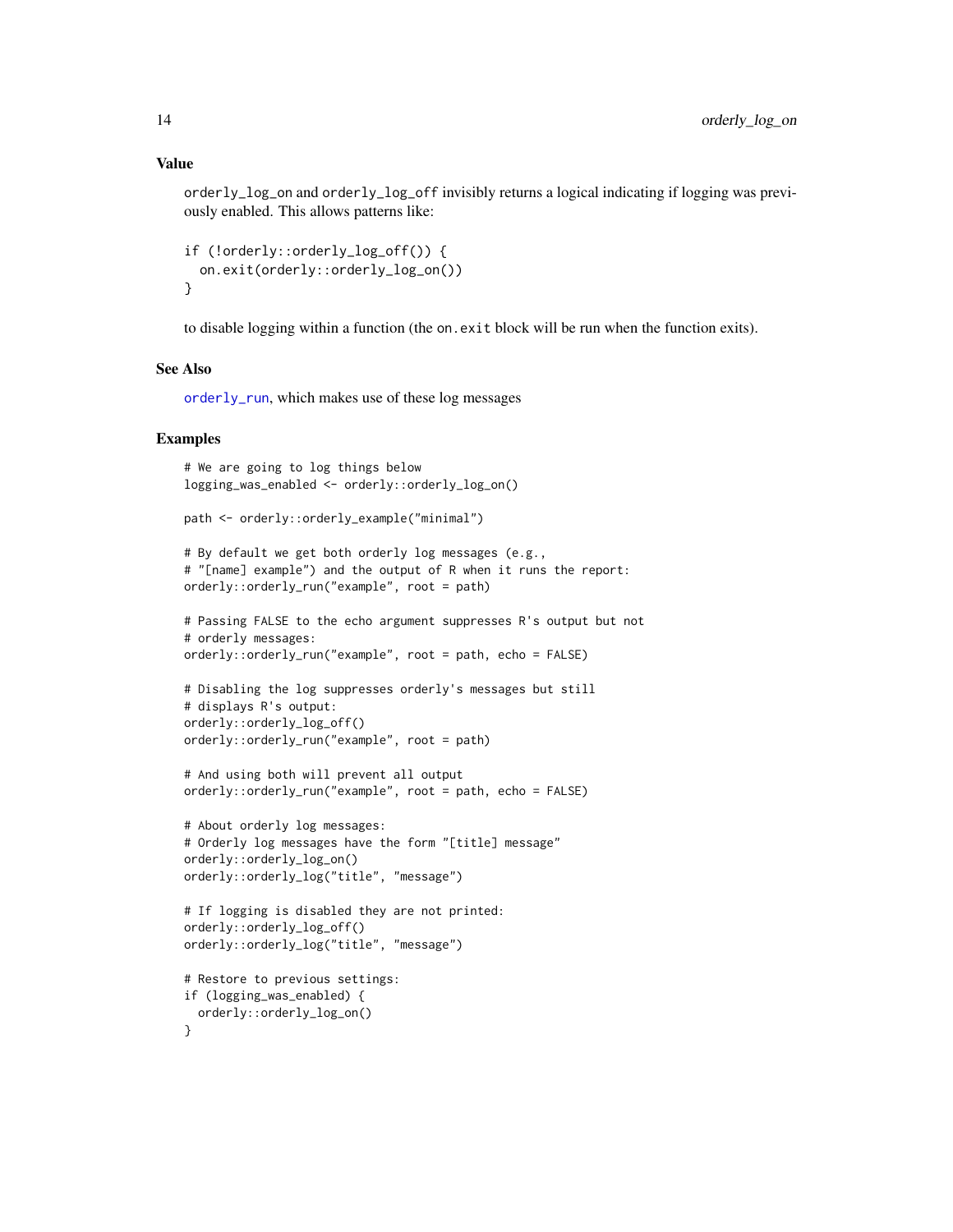### Value

`orderly_log_on` and `orderly_log_off` invisibly returns a logical indicating if logging was previously enabled. This allows patterns like:

```
if (!orderly::orderly_log_off()) {
  on.exit(orderly::orderly_log_on())
}
```

to disable logging within a function (the `on.exit` block will be run when the function exits).

### See Also

`orderly_run`, which makes use of these log messages

### Examples

```
# We are going to log things below
logging_was_enabled <- orderly::orderly_log_on()

path <- orderly::orderly_example("minimal")

# By default we get both orderly log messages (e.g.,
# "[name] example") and the output of R when it runs the report:
orderly::orderly_run("example", root = path)

# Passing FALSE to the echo argument suppresses R's output but not
# orderly messages:
orderly::orderly_run("example", root = path, echo = FALSE)

# Disabling the log suppresses orderly's messages but still
# displays R's output:
orderly::orderly_log_off()
orderly::orderly_run("example", root = path)

# And using both will prevent all output
orderly::orderly_run("example", root = path, echo = FALSE)

# About orderly log messages:
# Orderly log messages have the form "[title] message"
orderly::orderly_log_on()
orderly::orderly_log("title", "message")

# If logging is disabled they are not printed:
orderly::orderly_log_off()
orderly::orderly_log("title", "message")

# Restore to previous settings:
if (logging_was_enabled) {
  orderly::orderly_log_on()
}
```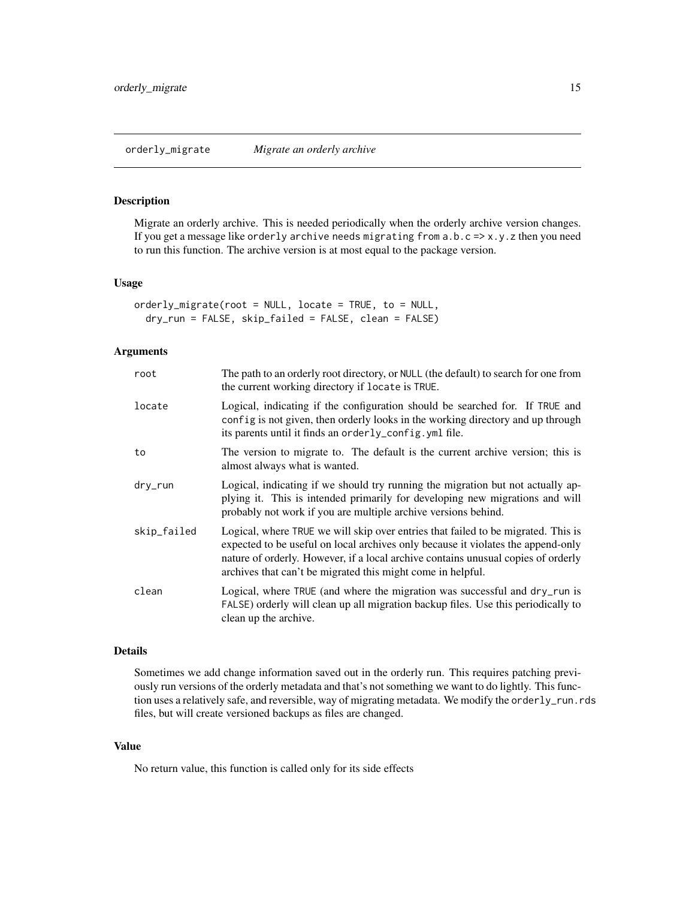## orderly_migrate    *Migrate an orderly archive*

### Description

Migrate an orderly archive. This is needed periodically when the orderly archive version changes. If you get a message like `orderly archive needs migrating from a.b.c => x.y.z` then you need to run this function. The archive version is at most equal to the package version.

### Usage

```
orderly_migrate(root = NULL, locate = TRUE, to = NULL,
  dry_run = FALSE, skip_failed = FALSE, clean = FALSE)
```

### Arguments

| | |
|---|---|
| `root` | The path to an orderly root directory, or `NULL` (the default) to search for one from the current working directory if `locate` is `TRUE`. |
| `locate` | Logical, indicating if the configuration should be searched for. If `TRUE` and `config` is not given, then orderly looks in the working directory and up through its parents until it finds an `orderly_config.yml` file. |
| `to` | The version to migrate to. The default is the current archive version; this is almost always what is wanted. |
| `dry_run` | Logical, indicating if we should try running the migration but not actually applying it. This is intended primarily for developing new migrations and will probably not work if you are multiple archive versions behind. |
| `skip_failed` | Logical, where `TRUE` we will skip over entries that failed to be migrated. This is expected to be useful on local archives only because it violates the append-only nature of orderly. However, if a local archive contains unusual copies of orderly archives that can't be migrated this might come in helpful. |
| `clean` | Logical, where `TRUE` (and where the migration was successful and `dry_run` is `FALSE`) orderly will clean up all migration backup files. Use this periodically to clean up the archive. |

### Details

Sometimes we add change information saved out in the orderly run. This requires patching previously run versions of the orderly metadata and that's not something we want to do lightly. This function uses a relatively safe, and reversible, way of migrating metadata. We modify the `orderly_run.rds` files, but will create versioned backups as files are changed.

### Value

No return value, this function is called only for its side effects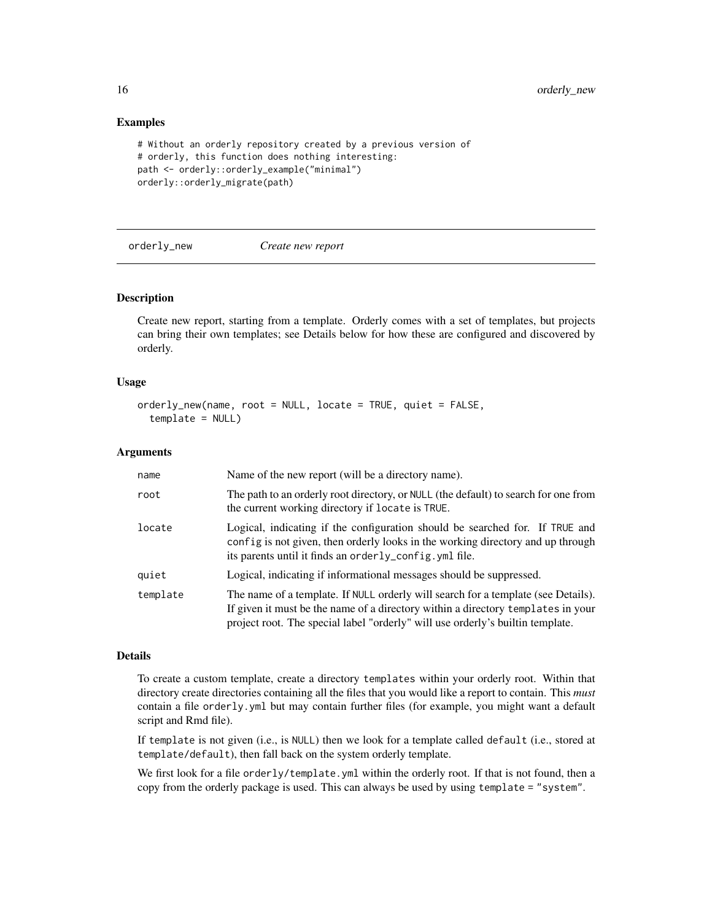### Examples

```
# Without an orderly repository created by a previous version of
# orderly, this function does nothing interesting:
path <- orderly::orderly_example("minimal")
orderly::orderly_migrate(path)
```

## orderly_new *Create new report*

### Description

Create new report, starting from a template. Orderly comes with a set of templates, but projects can bring their own templates; see Details below for how these are configured and discovered by orderly.

### Usage

```
orderly_new(name, root = NULL, locate = TRUE, quiet = FALSE,
  template = NULL)
```

### Arguments

| | |
|---|---|
| name | Name of the new report (will be a directory name). |
| root | The path to an orderly root directory, or `NULL` (the default) to search for one from the current working directory if `locate` is `TRUE`. |
| locate | Logical, indicating if the configuration should be searched for. If `TRUE` and `config` is not given, then orderly looks in the working directory and up through its parents until it finds an `orderly_config.yml` file. |
| quiet | Logical, indicating if informational messages should be suppressed. |
| template | The name of a template. If `NULL` orderly will search for a template (see Details). If given it must be the name of a directory within a directory `templates` in your project root. The special label "orderly" will use orderly's builtin template. |

### Details

To create a custom template, create a directory `templates` within your orderly root. Within that directory create directories containing all the files that you would like a report to contain. This *must* contain a file `orderly.yml` but may contain further files (for example, you might want a default script and Rmd file).

If `template` is not given (i.e., is `NULL`) then we look for a template called `default` (i.e., stored at `template/default`), then fall back on the system orderly template.

We first look for a file `orderly/template.yml` within the orderly root. If that is not found, then a copy from the orderly package is used. This can always be used by using `template = "system"`.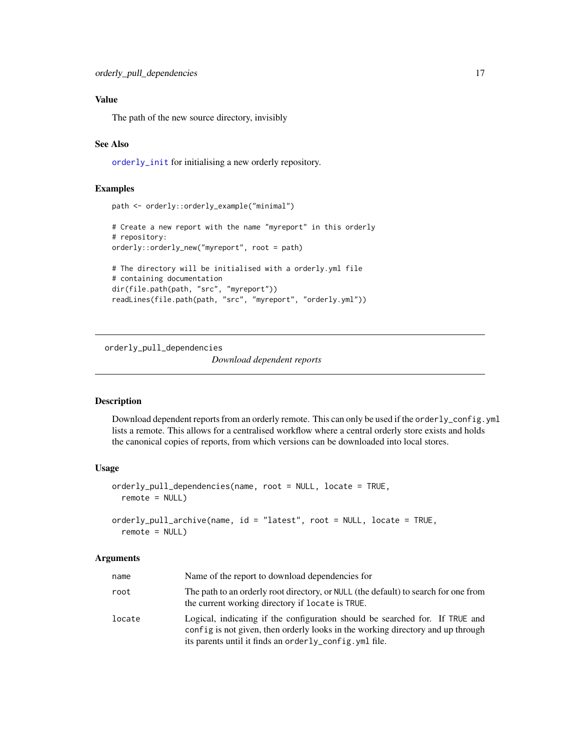### Value

The path of the new source directory, invisibly

### See Also

`orderly_init` for initialising a new orderly repository.

### Examples

```
path <- orderly::orderly_example("minimal")

# Create a new report with the name "myreport" in this orderly
# repository:
orderly::orderly_new("myreport", root = path)

# The directory will be initialised with a orderly.yml file
# containing documentation
dir(file.path(path, "src", "myreport"))
readLines(file.path(path, "src", "myreport", "orderly.yml"))
```

---

## orderly_pull_dependencies

*Download dependent reports*

---

### Description

Download dependent reports from an orderly remote. This can only be used if the `orderly_config.yml` lists a remote. This allows for a centralised workflow where a central orderly store exists and holds the canonical copies of reports, from which versions can be downloaded into local stores.

### Usage

```
orderly_pull_dependencies(name, root = NULL, locate = TRUE,
  remote = NULL)

orderly_pull_archive(name, id = "latest", root = NULL, locate = TRUE,
  remote = NULL)
```

### Arguments

| | |
|---|---|
| `name` | Name of the report to download dependencies for |
| `root` | The path to an orderly root directory, or `NULL` (the default) to search for one from the current working directory if `locate` is `TRUE`. |
| `locate` | Logical, indicating if the configuration should be searched for. If `TRUE` and `config` is not given, then orderly looks in the working directory and up through its parents until it finds an `orderly_config.yml` file. |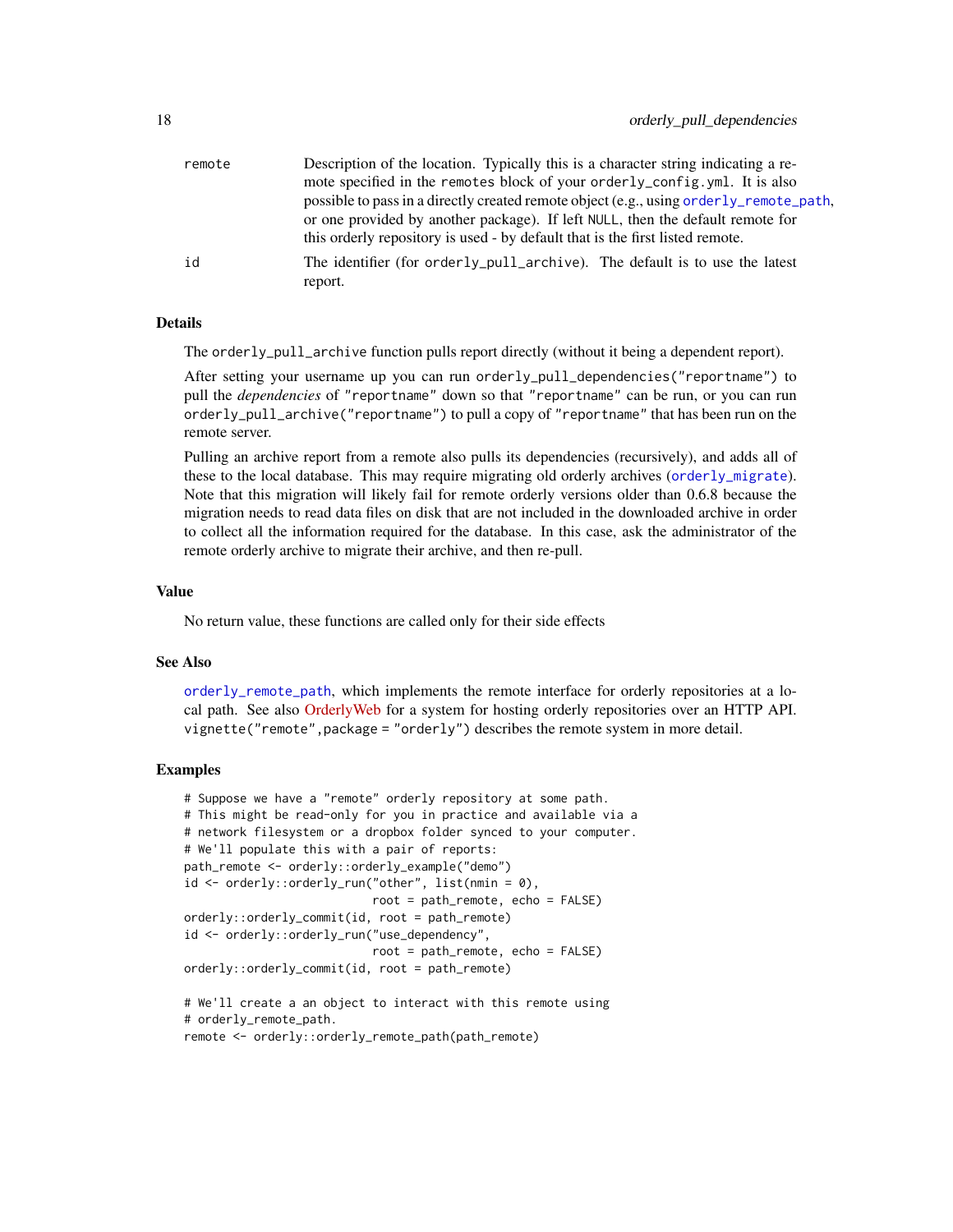| | |
|---|---|
| remote | Description of the location. Typically this is a character string indicating a remote specified in the remotes block of your orderly_config.yml. It is also possible to pass in a directly created remote object (e.g., using orderly_remote_path, or one provided by another package). If left NULL, then the default remote for this orderly repository is used - by default that is the first listed remote. |
| id | The identifier (for orderly_pull_archive). The default is to use the latest report. |

## Details

The orderly_pull_archive function pulls report directly (without it being a dependent report).

After setting your username up you can run orderly_pull_dependencies("reportname") to pull the *dependencies* of "reportname" down so that "reportname" can be run, or you can run orderly_pull_archive("reportname") to pull a copy of "reportname" that has been run on the remote server.

Pulling an archive report from a remote also pulls its dependencies (recursively), and adds all of these to the local database. This may require migrating old orderly archives (orderly_migrate). Note that this migration will likely fail for remote orderly versions older than 0.6.8 because the migration needs to read data files on disk that are not included in the downloaded archive in order to collect all the information required for the database. In this case, ask the administrator of the remote orderly archive to migrate their archive, and then re-pull.

## Value

No return value, these functions are called only for their side effects

## See Also

orderly_remote_path, which implements the remote interface for orderly repositories at a local path. See also OrderlyWeb for a system for hosting orderly repositories over an HTTP API. vignette("remote",package = "orderly") describes the remote system in more detail.

## Examples

```
# Suppose we have a "remote" orderly repository at some path.
# This might be read-only for you in practice and available via a
# network filesystem or a dropbox folder synced to your computer.
# We'll populate this with a pair of reports:
path_remote <- orderly::orderly_example("demo")
id <- orderly::orderly_run("other", list(nmin = 0),
                           root = path_remote, echo = FALSE)
orderly::orderly_commit(id, root = path_remote)
id <- orderly::orderly_run("use_dependency",
                           root = path_remote, echo = FALSE)
orderly::orderly_commit(id, root = path_remote)

# We'll create a an object to interact with this remote using
# orderly_remote_path.
remote <- orderly::orderly_remote_path(path_remote)
```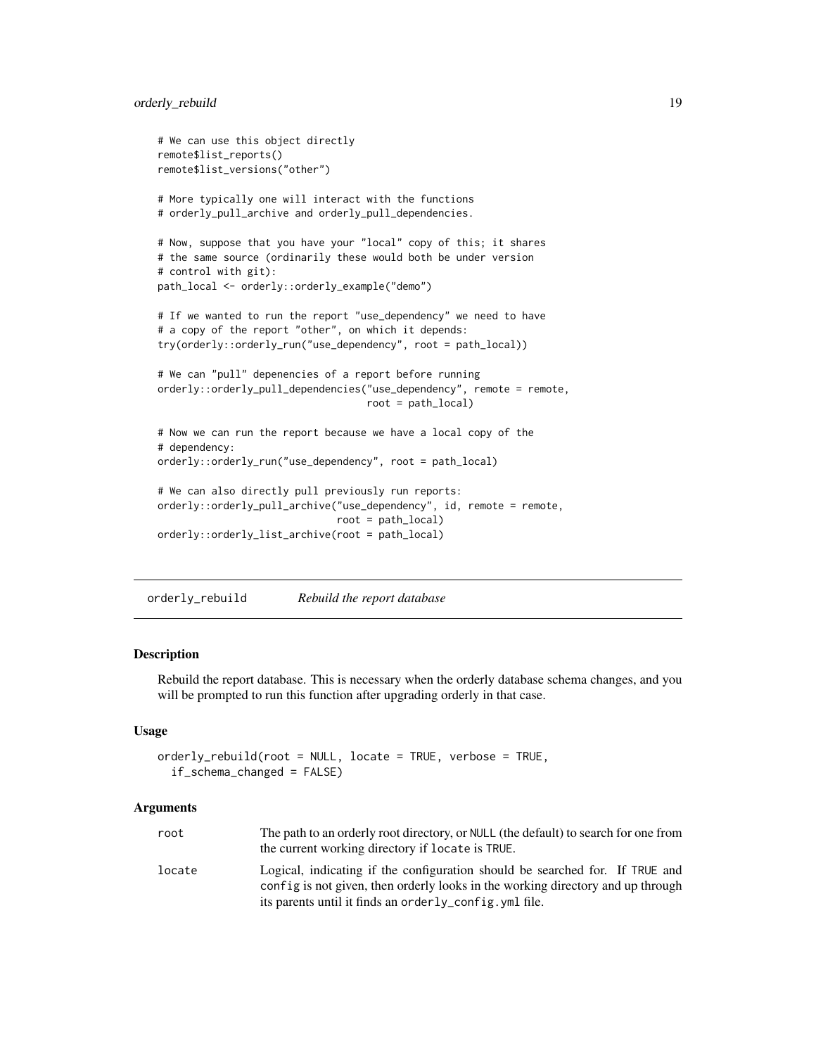```
# We can use this object directly
remote$list_reports()
remote$list_versions("other")

# More typically one will interact with the functions
# orderly_pull_archive and orderly_pull_dependencies.

# Now, suppose that you have your "local" copy of this; it shares
# the same source (ordinarily these would both be under version
# control with git):
path_local <- orderly::orderly_example("demo")

# If we wanted to run the report "use_dependency" we need to have
# a copy of the report "other", on which it depends:
try(orderly::orderly_run("use_dependency", root = path_local))

# We can "pull" depenencies of a report before running
orderly::orderly_pull_dependencies("use_dependency", remote = remote,
                                   root = path_local)

# Now we can run the report because we have a local copy of the
# dependency:
orderly::orderly_run("use_dependency", root = path_local)

# We can also directly pull previously run reports:
orderly::orderly_pull_archive("use_dependency", id, remote = remote,
                              root = path_local)
orderly::orderly_list_archive(root = path_local)
```

## orderly_rebuild — *Rebuild the report database*

### Description

Rebuild the report database. This is necessary when the orderly database schema changes, and you will be prompted to run this function after upgrading orderly in that case.

### Usage

```
orderly_rebuild(root = NULL, locate = TRUE, verbose = TRUE,
  if_schema_changed = FALSE)
```

### Arguments

| | |
|---|---|
| root | The path to an orderly root directory, or NULL (the default) to search for one from the current working directory if locate is TRUE. |
| locate | Logical, indicating if the configuration should be searched for. If TRUE and config is not given, then orderly looks in the working directory and up through its parents until it finds an orderly_config.yml file. |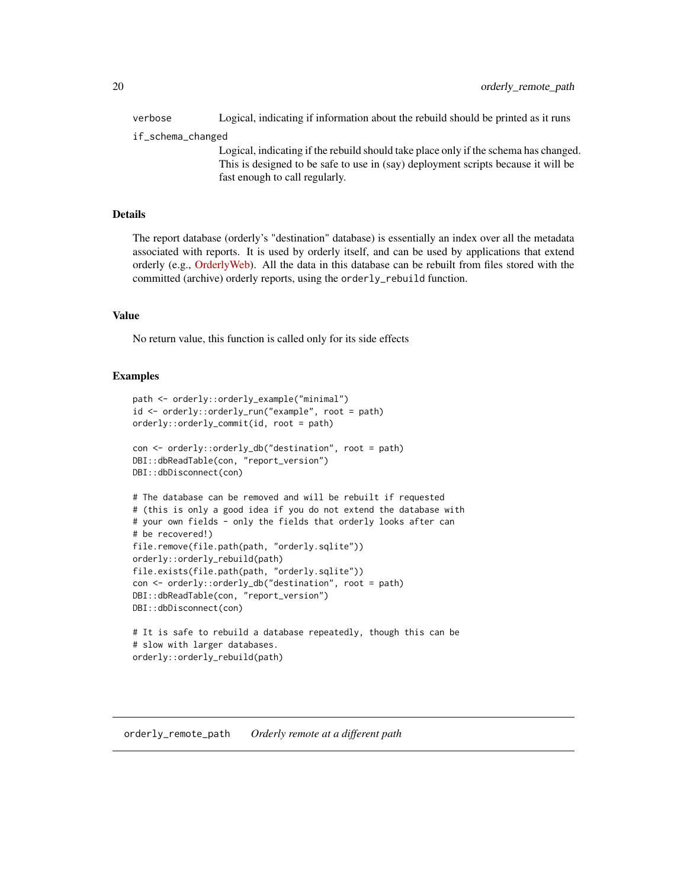`verbose` Logical, indicating if information about the rebuild should be printed as it runs

`if_schema_changed` Logical, indicating if the rebuild should take place only if the schema has changed. This is designed to be safe to use in (say) deployment scripts because it will be fast enough to call regularly.

### Details

The report database (orderly's "destination" database) is essentially an index over all the metadata associated with reports. It is used by orderly itself, and can be used by applications that extend orderly (e.g., OrderlyWeb). All the data in this database can be rebuilt from files stored with the committed (archive) orderly reports, using the `orderly_rebuild` function.

### Value

No return value, this function is called only for its side effects

### Examples

```
path <- orderly::orderly_example("minimal")
id <- orderly::orderly_run("example", root = path)
orderly::orderly_commit(id, root = path)

con <- orderly::orderly_db("destination", root = path)
DBI::dbReadTable(con, "report_version")
DBI::dbDisconnect(con)

# The database can be removed and will be rebuilt if requested
# (this is only a good idea if you do not extend the database with
# your own fields - only the fields that orderly looks after can
# be recovered!)
file.remove(file.path(path, "orderly.sqlite"))
orderly::orderly_rebuild(path)
file.exists(file.path(path, "orderly.sqlite"))
con <- orderly::orderly_db("destination", root = path)
DBI::dbReadTable(con, "report_version")
DBI::dbDisconnect(con)

# It is safe to rebuild a database repeatedly, though this can be
# slow with larger databases.
orderly::orderly_rebuild(path)
```

---

## orderly_remote_path *Orderly remote at a different path*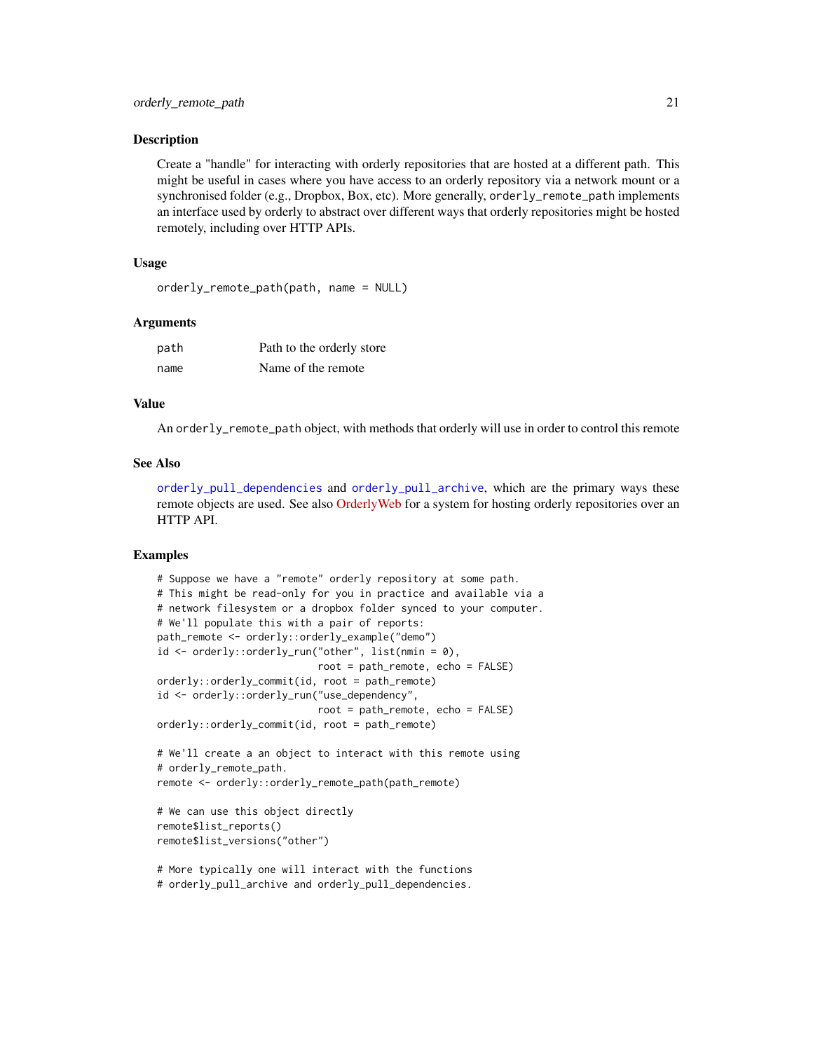## Description

Create a "handle" for interacting with orderly repositories that are hosted at a different path. This might be useful in cases where you have access to an orderly repository via a network mount or a synchronised folder (e.g., Dropbox, Box, etc). More generally, `orderly_remote_path` implements an interface used by orderly to abstract over different ways that orderly repositories might be hosted remotely, including over HTTP APIs.

## Usage

```
orderly_remote_path(path, name = NULL)
```

## Arguments

| | |
|---|---|
| `path` | Path to the orderly store |
| `name` | Name of the remote |

## Value

An `orderly_remote_path` object, with methods that orderly will use in order to control this remote

## See Also

`orderly_pull_dependencies` and `orderly_pull_archive`, which are the primary ways these remote objects are used. See also OrderlyWeb for a system for hosting orderly repositories over an HTTP API.

## Examples

```
# Suppose we have a "remote" orderly repository at some path.
# This might be read-only for you in practice and available via a
# network filesystem or a dropbox folder synced to your computer.
# We'll populate this with a pair of reports:
path_remote <- orderly::orderly_example("demo")
id <- orderly::orderly_run("other", list(nmin = 0),
                           root = path_remote, echo = FALSE)
orderly::orderly_commit(id, root = path_remote)
id <- orderly::orderly_run("use_dependency",
                           root = path_remote, echo = FALSE)
orderly::orderly_commit(id, root = path_remote)

# We'll create a an object to interact with this remote using
# orderly_remote_path.
remote <- orderly::orderly_remote_path(path_remote)

# We can use this object directly
remote$list_reports()
remote$list_versions("other")

# More typically one will interact with the functions
# orderly_pull_archive and orderly_pull_dependencies.
```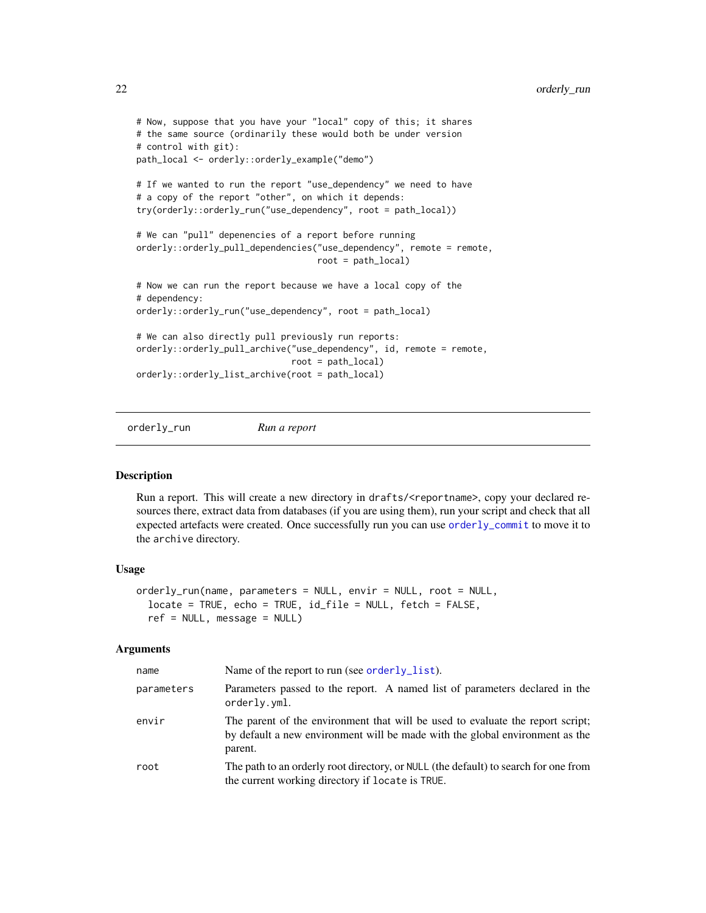```
# Now, suppose that you have your "local" copy of this; it shares
# the same source (ordinarily these would both be under version
# control with git):
path_local <- orderly::orderly_example("demo")

# If we wanted to run the report "use_dependency" we need to have
# a copy of the report "other", on which it depends:
try(orderly::orderly_run("use_dependency", root = path_local))

# We can "pull" depenencies of a report before running
orderly::orderly_pull_dependencies("use_dependency", remote = remote,
                                   root = path_local)

# Now we can run the report because we have a local copy of the
# dependency:
orderly::orderly_run("use_dependency", root = path_local)

# We can also directly pull previously run reports:
orderly::orderly_pull_archive("use_dependency", id, remote = remote,
                              root = path_local)
orderly::orderly_list_archive(root = path_local)
```

## orderly_run — *Run a report*

### Description

Run a report. This will create a new directory in `drafts/<reportname>`, copy your declared resources there, extract data from databases (if you are using them), run your script and check that all expected artefacts were created. Once successfully run you can use `orderly_commit` to move it to the `archive` directory.

### Usage

```
orderly_run(name, parameters = NULL, envir = NULL, root = NULL,
  locate = TRUE, echo = TRUE, id_file = NULL, fetch = FALSE,
  ref = NULL, message = NULL)
```

### Arguments

| | |
|---|---|
| `name` | Name of the report to run (see `orderly_list`). |
| `parameters` | Parameters passed to the report. A named list of parameters declared in the `orderly.yml`. |
| `envir` | The parent of the environment that will be used to evaluate the report script; by default a new environment will be made with the global environment as the parent. |
| `root` | The path to an orderly root directory, or `NULL` (the default) to search for one from the current working directory if `locate` is `TRUE`. |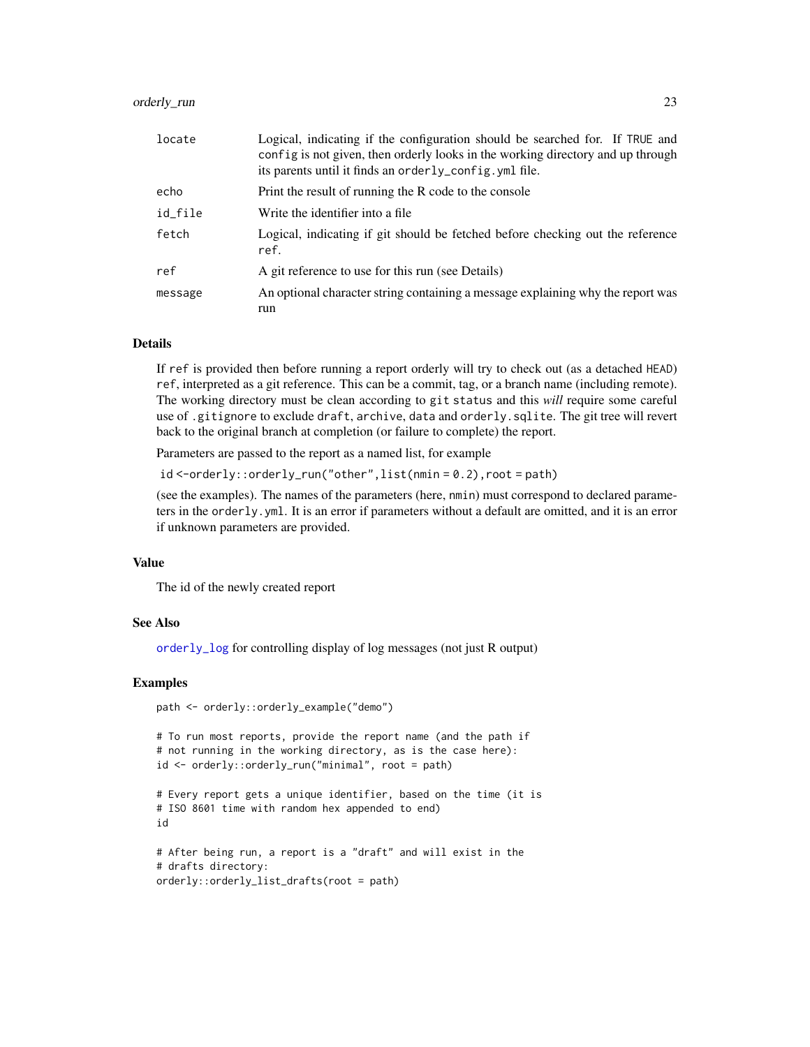| | |
|---|---|
| locate | Logical, indicating if the configuration should be searched for. If TRUE and config is not given, then orderly looks in the working directory and up through its parents until it finds an orderly_config.yml file. |
| echo | Print the result of running the R code to the console |
| id_file | Write the identifier into a file |
| fetch | Logical, indicating if git should be fetched before checking out the reference ref. |
| ref | A git reference to use for this run (see Details) |
| message | An optional character string containing a message explaining why the report was run |

### Details

If ref is provided then before running a report orderly will try to check out (as a detached HEAD) ref, interpreted as a git reference. This can be a commit, tag, or a branch name (including remote). The working directory must be clean according to git status and this *will* require some careful use of .gitignore to exclude draft, archive, data and orderly.sqlite. The git tree will revert back to the original branch at completion (or failure to complete) the report.

Parameters are passed to the report as a named list, for example

id <-orderly::orderly_run("other",list(nmin = 0.2),root = path)

(see the examples). The names of the parameters (here, nmin) must correspond to declared parameters in the orderly.yml. It is an error if parameters without a default are omitted, and it is an error if unknown parameters are provided.

### Value

The id of the newly created report

### See Also

orderly_log for controlling display of log messages (not just R output)

### Examples

```
path <- orderly::orderly_example("demo")

# To run most reports, provide the report name (and the path if
# not running in the working directory, as is the case here):
id <- orderly::orderly_run("minimal", root = path)

# Every report gets a unique identifier, based on the time (it is
# ISO 8601 time with random hex appended to end)
id

# After being run, a report is a "draft" and will exist in the
# drafts directory:
orderly::orderly_list_drafts(root = path)
```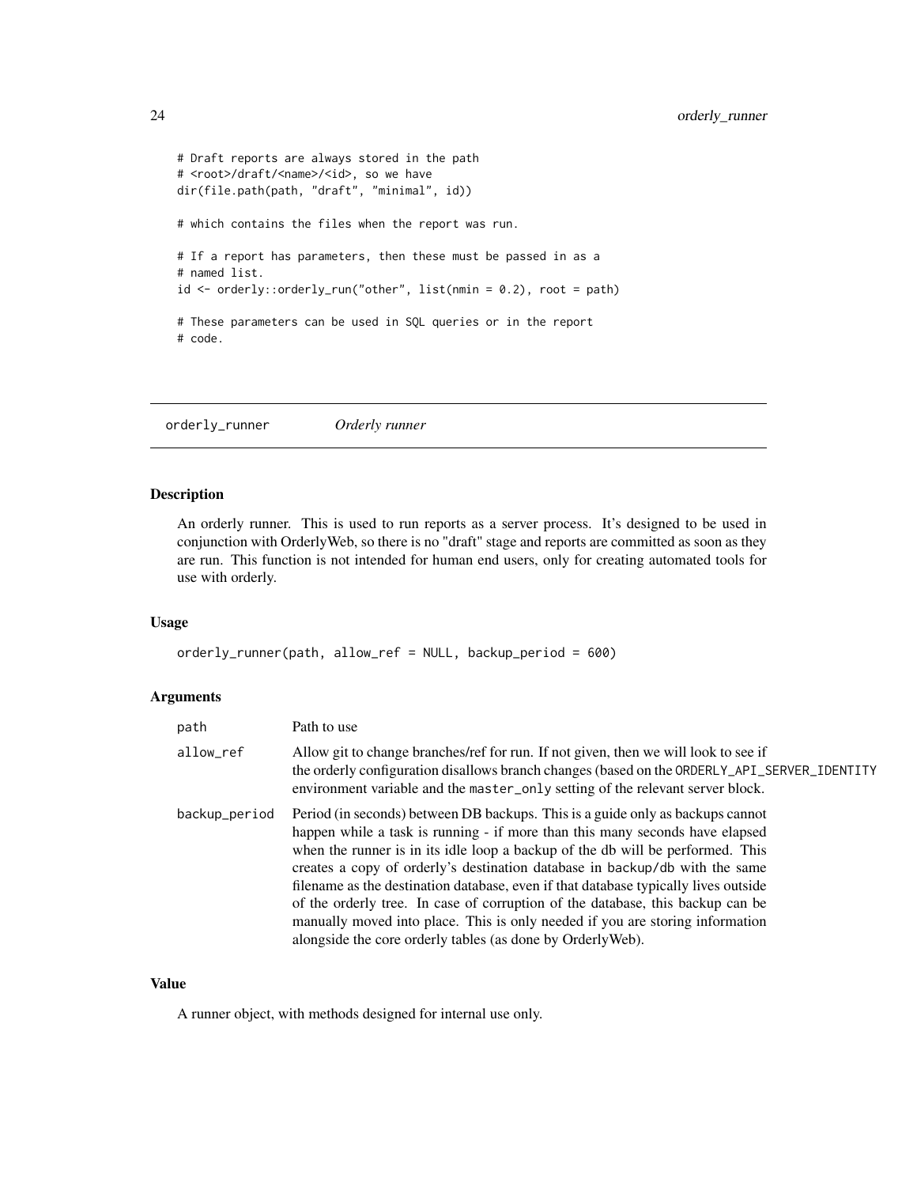```
# Draft reports are always stored in the path
# <root>/draft/<name>/<id>, so we have
dir(file.path(path, "draft", "minimal", id))

# which contains the files when the report was run.

# If a report has parameters, then these must be passed in as a
# named list.
id <- orderly::orderly_run("other", list(nmin = 0.2), root = path)

# These parameters can be used in SQL queries or in the report
# code.
```

## orderly_runner *Orderly runner*

### Description

An orderly runner. This is used to run reports as a server process. It's designed to be used in conjunction with OrderlyWeb, so there is no "draft" stage and reports are committed as soon as they are run. This function is not intended for human end users, only for creating automated tools for use with orderly.

### Usage

```
orderly_runner(path, allow_ref = NULL, backup_period = 600)
```

### Arguments

| | |
|---|---|
| path | Path to use |
| allow_ref | Allow git to change branches/ref for run. If not given, then we will look to see if the orderly configuration disallows branch changes (based on the `ORDERLY_API_SERVER_IDENTITY` environment variable and the `master_only` setting of the relevant server block. |
| backup_period | Period (in seconds) between DB backups. This is a guide only as backups cannot happen while a task is running - if more than this many seconds have elapsed when the runner is in its idle loop a backup of the db will be performed. This creates a copy of orderly's destination database in `backup/db` with the same filename as the destination database, even if that database typically lives outside of the orderly tree. In case of corruption of the database, this backup can be manually moved into place. This is only needed if you are storing information alongside the core orderly tables (as done by OrderlyWeb). |

### Value

A runner object, with methods designed for internal use only.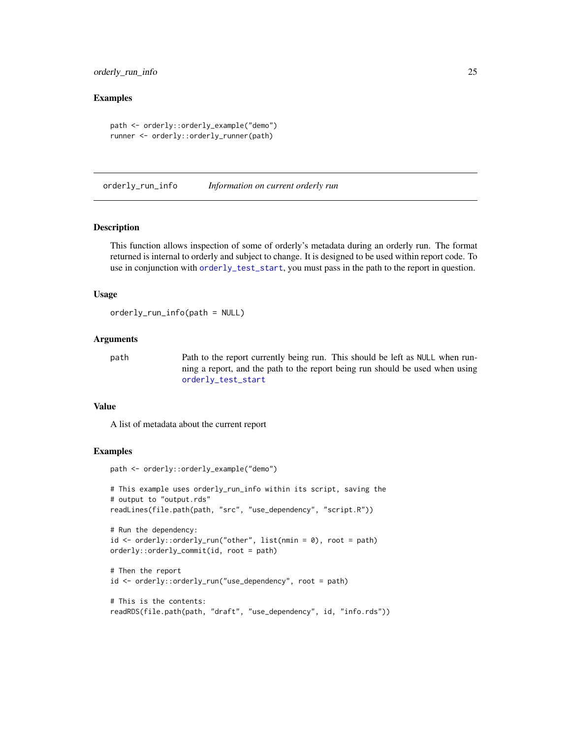### Examples

```
path <- orderly::orderly_example("demo")
runner <- orderly::orderly_runner(path)
```

---

## orderly_run_info    *Information on current orderly run*

---

### Description

This function allows inspection of some of orderly's metadata during an orderly run. The format returned is internal to orderly and subject to change. It is designed to be used within report code. To use in conjunction with `orderly_test_start`, you must pass in the path to the report in question.

### Usage

```
orderly_run_info(path = NULL)
```

### Arguments

| | |
|---|---|
| path | Path to the report currently being run. This should be left as `NULL` when running a report, and the path to the report being run should be used when using `orderly_test_start` |

### Value

A list of metadata about the current report

### Examples

```
path <- orderly::orderly_example("demo")

# This example uses orderly_run_info within its script, saving the
# output to "output.rds"
readLines(file.path(path, "src", "use_dependency", "script.R"))

# Run the dependency:
id <- orderly::orderly_run("other", list(nmin = 0), root = path)
orderly::orderly_commit(id, root = path)

# Then the report
id <- orderly::orderly_run("use_dependency", root = path)

# This is the contents:
readRDS(file.path(path, "draft", "use_dependency", id, "info.rds"))
```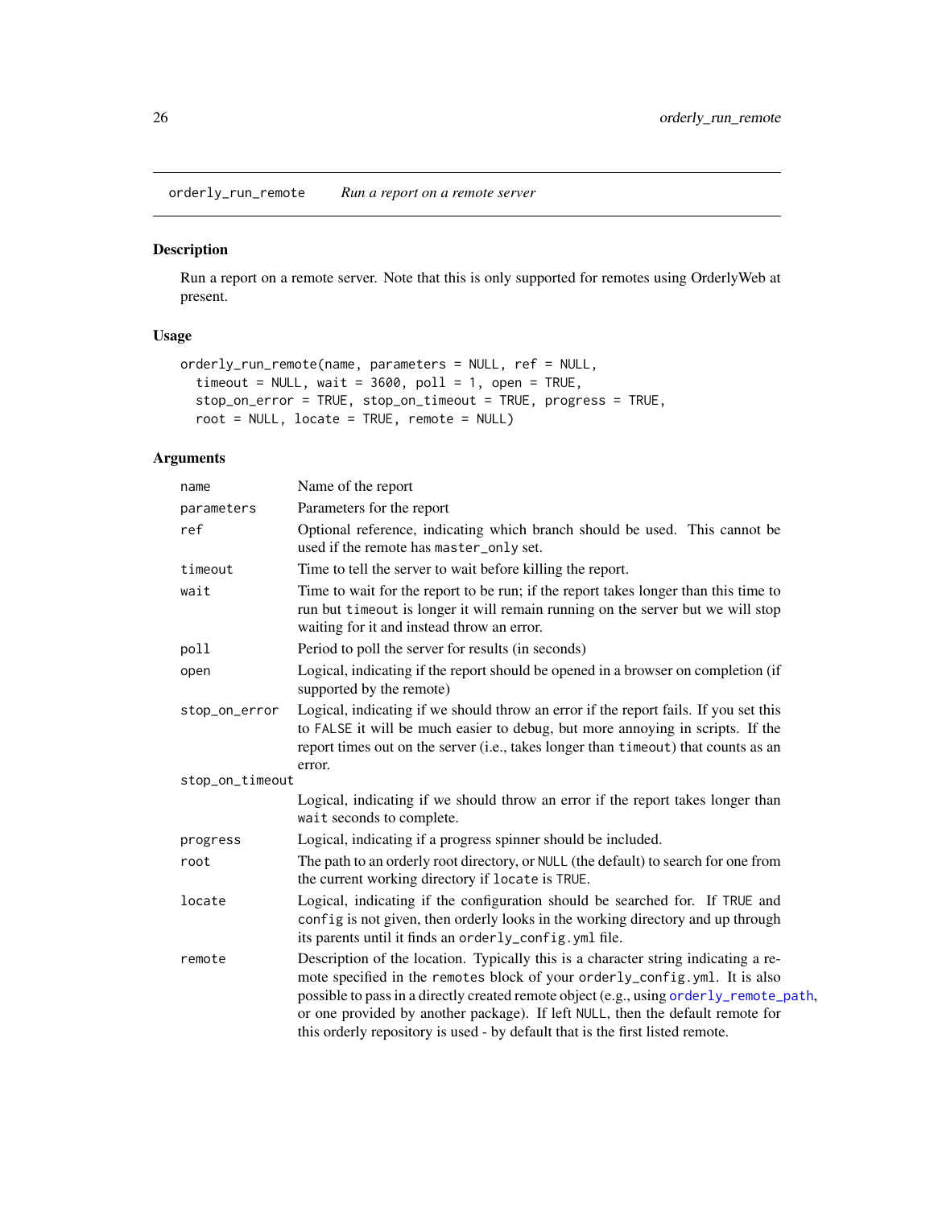## orderly_run_remote — *Run a report on a remote server*

### Description

Run a report on a remote server. Note that this is only supported for remotes using OrderlyWeb at present.

### Usage

```
orderly_run_remote(name, parameters = NULL, ref = NULL,
  timeout = NULL, wait = 3600, poll = 1, open = TRUE,
  stop_on_error = TRUE, stop_on_timeout = TRUE, progress = TRUE,
  root = NULL, locate = TRUE, remote = NULL)
```

### Arguments

| Argument | Description |
|---|---|
| `name` | Name of the report |
| `parameters` | Parameters for the report |
| `ref` | Optional reference, indicating which branch should be used. This cannot be used if the remote has `master_only` set. |
| `timeout` | Time to tell the server to wait before killing the report. |
| `wait` | Time to wait for the report to be run; if the report takes longer than this time to run but `timeout` is longer it will remain running on the server but we will stop waiting for it and instead throw an error. |
| `poll` | Period to poll the server for results (in seconds) |
| `open` | Logical, indicating if the report should be opened in a browser on completion (if supported by the remote) |
| `stop_on_error` | Logical, indicating if we should throw an error if the report fails. If you set this to `FALSE` it will be much easier to debug, but more annoying in scripts. If the report times out on the server (i.e., takes longer than `timeout`) that counts as an error. |
| `stop_on_timeout` | Logical, indicating if we should throw an error if the report takes longer than `wait` seconds to complete. |
| `progress` | Logical, indicating if a progress spinner should be included. |
| `root` | The path to an orderly root directory, or `NULL` (the default) to search for one from the current working directory if `locate` is `TRUE`. |
| `locate` | Logical, indicating if the configuration should be searched for. If `TRUE` and `config` is not given, then orderly looks in the working directory and up through its parents until it finds an `orderly_config.yml` file. |
| `remote` | Description of the location. Typically this is a character string indicating a remote specified in the `remotes` block of your `orderly_config.yml`. It is also possible to pass in a directly created remote object (e.g., using `orderly_remote_path`, or one provided by another package). If left `NULL`, then the default remote for this orderly repository is used - by default that is the first listed remote. |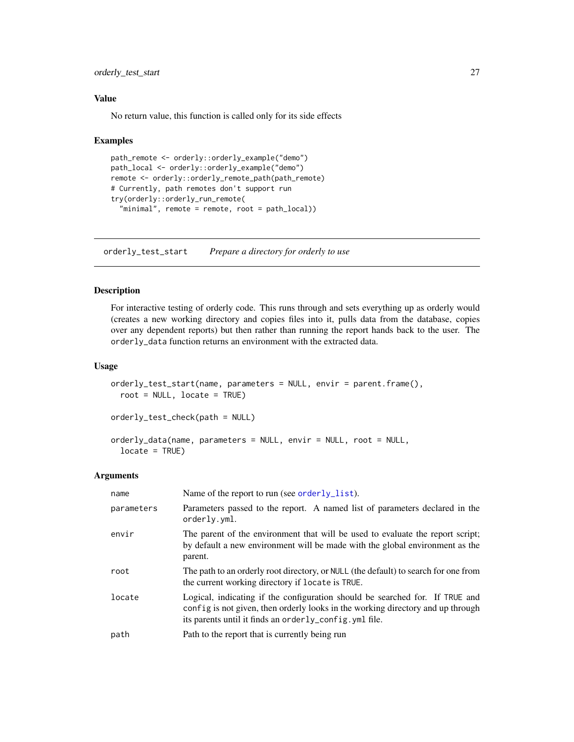### Value

No return value, this function is called only for its side effects

### Examples

```
path_remote <- orderly::orderly_example("demo")
path_local <- orderly::orderly_example("demo")
remote <- orderly::orderly_remote_path(path_remote)
# Currently, path remotes don't support run
try(orderly::orderly_run_remote(
  "minimal", remote = remote, root = path_local))
```

---

## orderly_test_start *Prepare a directory for orderly to use*

---

### Description

For interactive testing of orderly code. This runs through and sets everything up as orderly would (creates a new working directory and copies files into it, pulls data from the database, copies over any dependent reports) but then rather than running the report hands back to the user. The `orderly_data` function returns an environment with the extracted data.

### Usage

```
orderly_test_start(name, parameters = NULL, envir = parent.frame(),
  root = NULL, locate = TRUE)

orderly_test_check(path = NULL)

orderly_data(name, parameters = NULL, envir = NULL, root = NULL,
  locate = TRUE)
```

### Arguments

| | |
|---|---|
| `name` | Name of the report to run (see `orderly_list`). |
| `parameters` | Parameters passed to the report. A named list of parameters declared in the `orderly.yml`. |
| `envir` | The parent of the environment that will be used to evaluate the report script; by default a new environment will be made with the global environment as the parent. |
| `root` | The path to an orderly root directory, or `NULL` (the default) to search for one from the current working directory if `locate` is `TRUE`. |
| `locate` | Logical, indicating if the configuration should be searched for. If `TRUE` and `config` is not given, then orderly looks in the working directory and up through its parents until it finds an `orderly_config.yml` file. |
| `path` | Path to the report that is currently being run |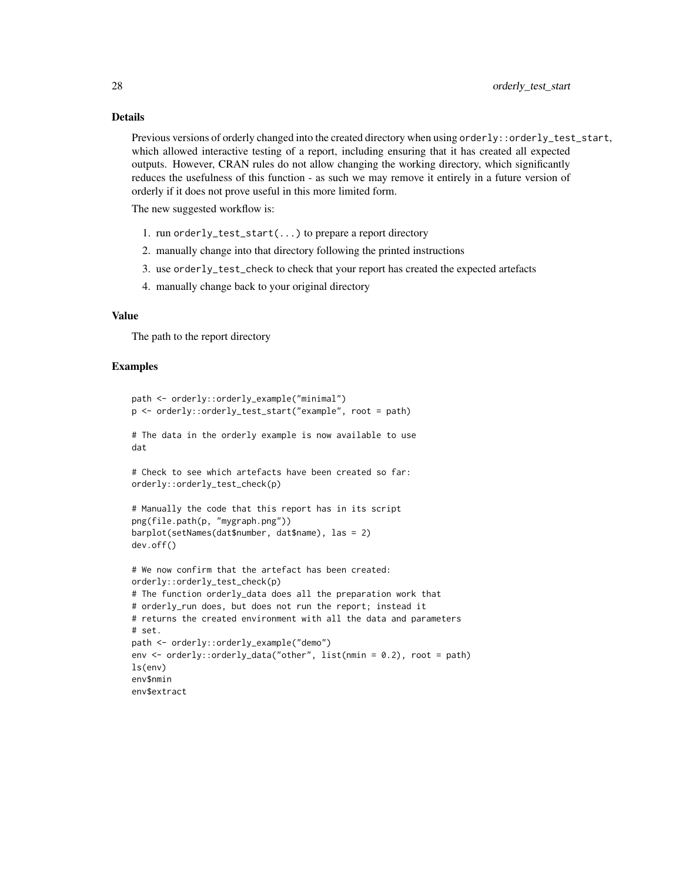## Details

Previous versions of orderly changed into the created directory when using `orderly::orderly_test_start`, which allowed interactive testing of a report, including ensuring that it has created all expected outputs. However, CRAN rules do not allow changing the working directory, which significantly reduces the usefulness of this function - as such we may remove it entirely in a future version of orderly if it does not prove useful in this more limited form.

The new suggested workflow is:

1. run `orderly_test_start(...)` to prepare a report directory
2. manually change into that directory following the printed instructions
3. use `orderly_test_check` to check that your report has created the expected artefacts
4. manually change back to your original directory

## Value

The path to the report directory

## Examples

```
path <- orderly::orderly_example("minimal")
p <- orderly::orderly_test_start("example", root = path)

# The data in the orderly example is now available to use
dat

# Check to see which artefacts have been created so far:
orderly::orderly_test_check(p)

# Manually the code that this report has in its script
png(file.path(p, "mygraph.png"))
barplot(setNames(dat$number, dat$name), las = 2)
dev.off()

# We now confirm that the artefact has been created:
orderly::orderly_test_check(p)
# The function orderly_data does all the preparation work that
# orderly_run does, but does not run the report; instead it
# returns the created environment with all the data and parameters
# set.
path <- orderly::orderly_example("demo")
env <- orderly::orderly_data("other", list(nmin = 0.2), root = path)
ls(env)
env$nmin
env$extract
```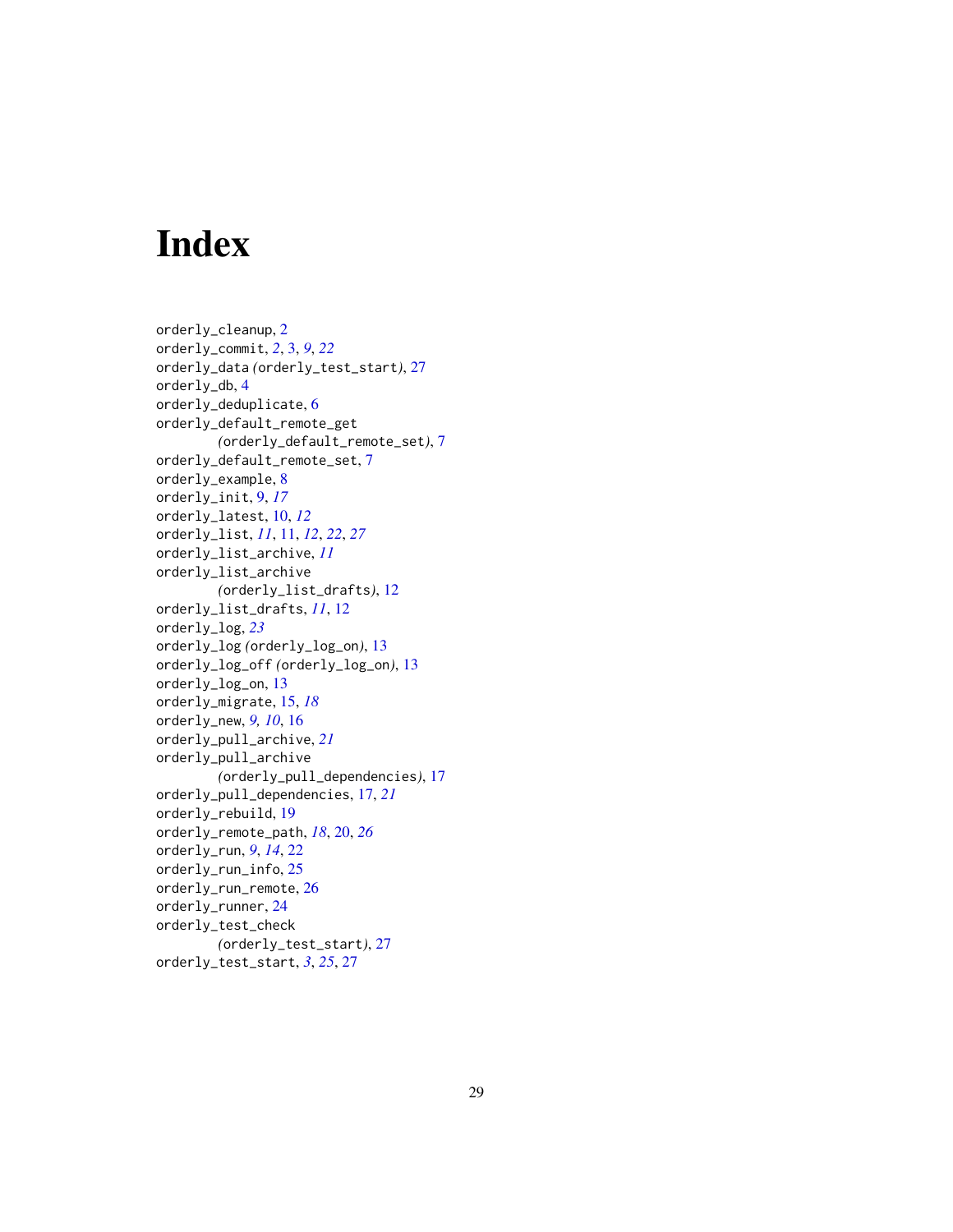# Index

orderly_cleanup, 2
orderly_commit, *2*, 3, *9*, *22*
orderly_data (orderly_test_start), 27
orderly_db, 4
orderly_deduplicate, 6
orderly_default_remote_get
        (orderly_default_remote_set), 7
orderly_default_remote_set, 7
orderly_example, 8
orderly_init, 9, *17*
orderly_latest, 10, *12*
orderly_list, *11*, 11, *12*, *22*, *27*
orderly_list_archive, *11*
orderly_list_archive
        (orderly_list_drafts), 12
orderly_list_drafts, *11*, 12
orderly_log, *23*
orderly_log (orderly_log_on), 13
orderly_log_off (orderly_log_on), 13
orderly_log_on, 13
orderly_migrate, 15, *18*
orderly_new, *9, 10*, 16
orderly_pull_archive, *21*
orderly_pull_archive
        (orderly_pull_dependencies), 17
orderly_pull_dependencies, 17, *21*
orderly_rebuild, 19
orderly_remote_path, *18*, 20, *26*
orderly_run, *9*, *14*, 22
orderly_run_info, 25
orderly_run_remote, 26
orderly_runner, 24
orderly_test_check
        (orderly_test_start), 27
orderly_test_start, *3*, *25*, 27